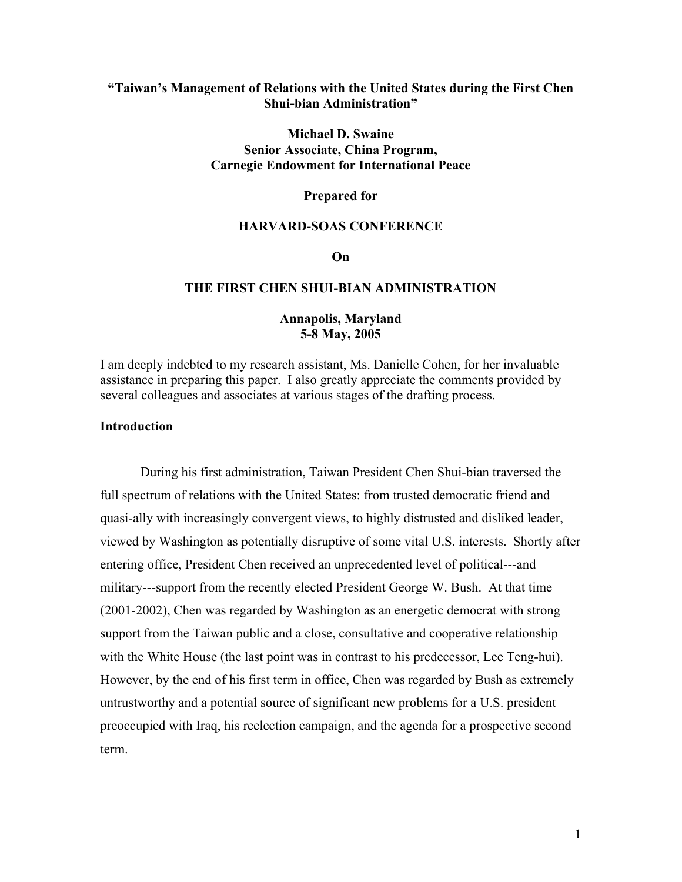**"Taiwan's Management of Relations with the United States during the First Chen Shui-bian Administration"**

**Michael D. Swaine**
**Senior Associate, China Program,**
**Carnegie Endowment for International Peace**

**Prepared for**

**HARVARD-SOAS CONFERENCE**

**On**

**THE FIRST CHEN SHUI-BIAN ADMINISTRATION**

**Annapolis, Maryland**
**5-8 May, 2005**

I am deeply indebted to my research assistant, Ms. Danielle Cohen, for her invaluable assistance in preparing this paper. I also greatly appreciate the comments provided by several colleagues and associates at various stages of the drafting process.

## Introduction

During his first administration, Taiwan President Chen Shui-bian traversed the full spectrum of relations with the United States: from trusted democratic friend and quasi-ally with increasingly convergent views, to highly distrusted and disliked leader, viewed by Washington as potentially disruptive of some vital U.S. interests. Shortly after entering office, President Chen received an unprecedented level of political---and military---support from the recently elected President George W. Bush. At that time (2001-2002), Chen was regarded by Washington as an energetic democrat with strong support from the Taiwan public and a close, consultative and cooperative relationship with the White House (the last point was in contrast to his predecessor, Lee Teng-hui). However, by the end of his first term in office, Chen was regarded by Bush as extremely untrustworthy and a potential source of significant new problems for a U.S. president preoccupied with Iraq, his reelection campaign, and the agenda for a prospective second term.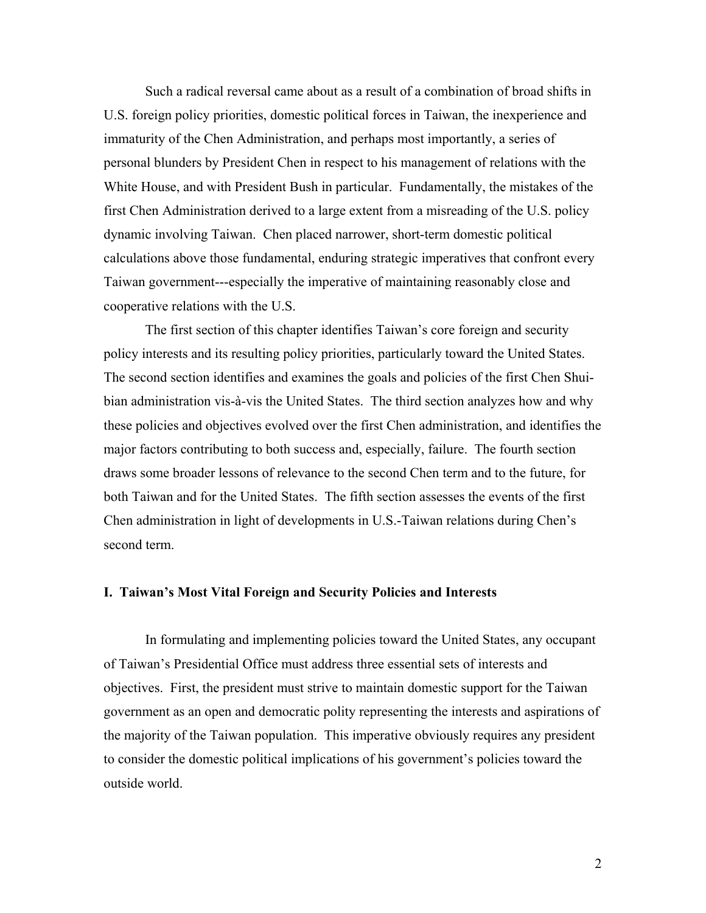Such a radical reversal came about as a result of a combination of broad shifts in U.S. foreign policy priorities, domestic political forces in Taiwan, the inexperience and immaturity of the Chen Administration, and perhaps most importantly, a series of personal blunders by President Chen in respect to his management of relations with the White House, and with President Bush in particular. Fundamentally, the mistakes of the first Chen Administration derived to a large extent from a misreading of the U.S. policy dynamic involving Taiwan. Chen placed narrower, short-term domestic political calculations above those fundamental, enduring strategic imperatives that confront every Taiwan government---especially the imperative of maintaining reasonably close and cooperative relations with the U.S.

The first section of this chapter identifies Taiwan's core foreign and security policy interests and its resulting policy priorities, particularly toward the United States. The second section identifies and examines the goals and policies of the first Chen Shui-bian administration vis-à-vis the United States. The third section analyzes how and why these policies and objectives evolved over the first Chen administration, and identifies the major factors contributing to both success and, especially, failure. The fourth section draws some broader lessons of relevance to the second Chen term and to the future, for both Taiwan and for the United States. The fifth section assesses the events of the first Chen administration in light of developments in U.S.-Taiwan relations during Chen's second term.

## I. Taiwan's Most Vital Foreign and Security Policies and Interests

In formulating and implementing policies toward the United States, any occupant of Taiwan's Presidential Office must address three essential sets of interests and objectives. First, the president must strive to maintain domestic support for the Taiwan government as an open and democratic polity representing the interests and aspirations of the majority of the Taiwan population. This imperative obviously requires any president to consider the domestic political implications of his government's policies toward the outside world.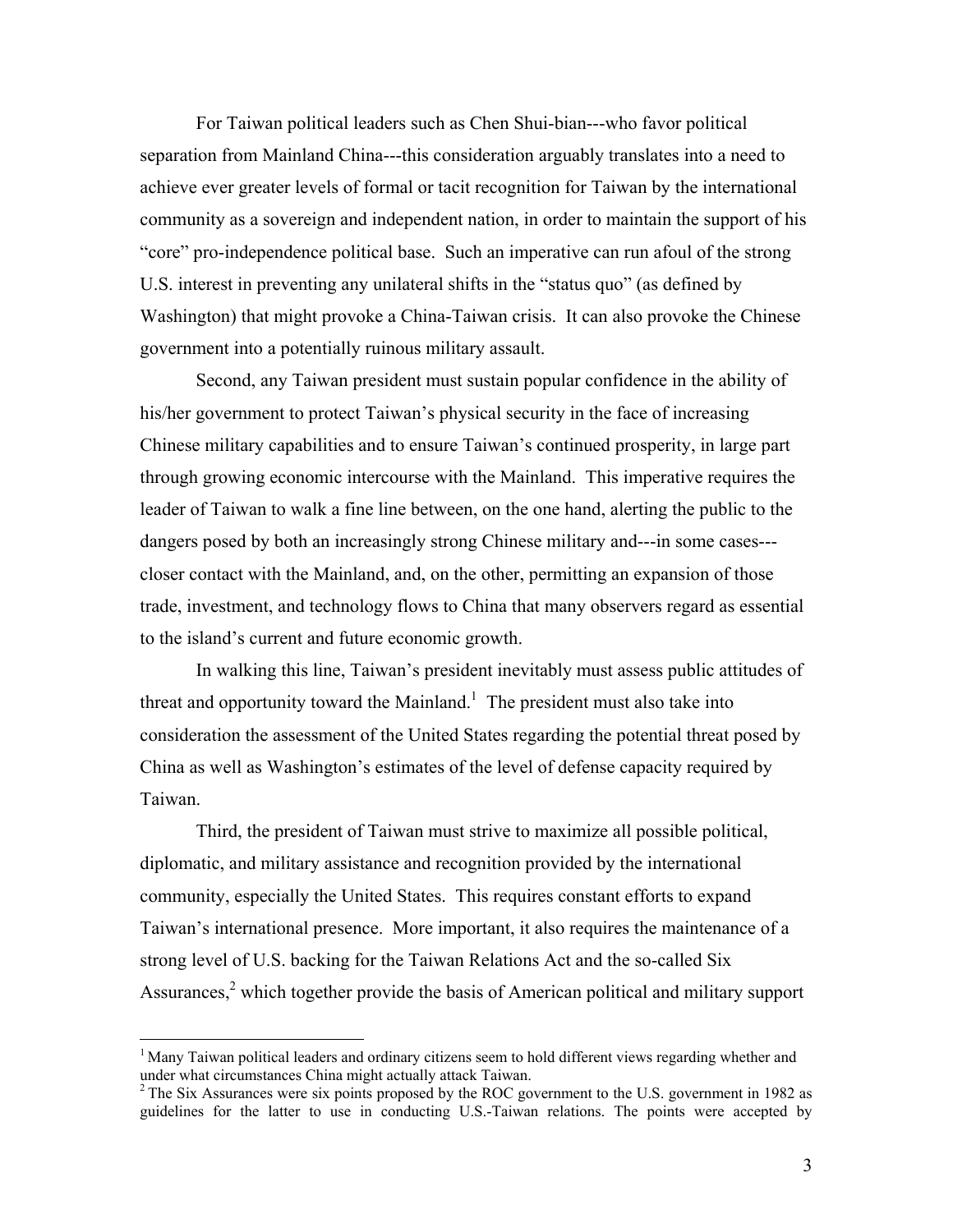For Taiwan political leaders such as Chen Shui-bian---who favor political separation from Mainland China---this consideration arguably translates into a need to achieve ever greater levels of formal or tacit recognition for Taiwan by the international community as a sovereign and independent nation, in order to maintain the support of his "core" pro-independence political base. Such an imperative can run afoul of the strong U.S. interest in preventing any unilateral shifts in the "status quo" (as defined by Washington) that might provoke a China-Taiwan crisis. It can also provoke the Chinese government into a potentially ruinous military assault.

Second, any Taiwan president must sustain popular confidence in the ability of his/her government to protect Taiwan's physical security in the face of increasing Chinese military capabilities and to ensure Taiwan's continued prosperity, in large part through growing economic intercourse with the Mainland. This imperative requires the leader of Taiwan to walk a fine line between, on the one hand, alerting the public to the dangers posed by both an increasingly strong Chinese military and---in some cases---closer contact with the Mainland, and, on the other, permitting an expansion of those trade, investment, and technology flows to China that many observers regard as essential to the island's current and future economic growth.

In walking this line, Taiwan's president inevitably must assess public attitudes of threat and opportunity toward the Mainland.[1] The president must also take into consideration the assessment of the United States regarding the potential threat posed by China as well as Washington's estimates of the level of defense capacity required by Taiwan.

Third, the president of Taiwan must strive to maximize all possible political, diplomatic, and military assistance and recognition provided by the international community, especially the United States. This requires constant efforts to expand Taiwan's international presence. More important, it also requires the maintenance of a strong level of U.S. backing for the Taiwan Relations Act and the so-called Six Assurances,[2] which together provide the basis of American political and military support

---

[1] Many Taiwan political leaders and ordinary citizens seem to hold different views regarding whether and under what circumstances China might actually attack Taiwan.

[2] The Six Assurances were six points proposed by the ROC government to the U.S. government in 1982 as guidelines for the latter to use in conducting U.S.-Taiwan relations. The points were accepted by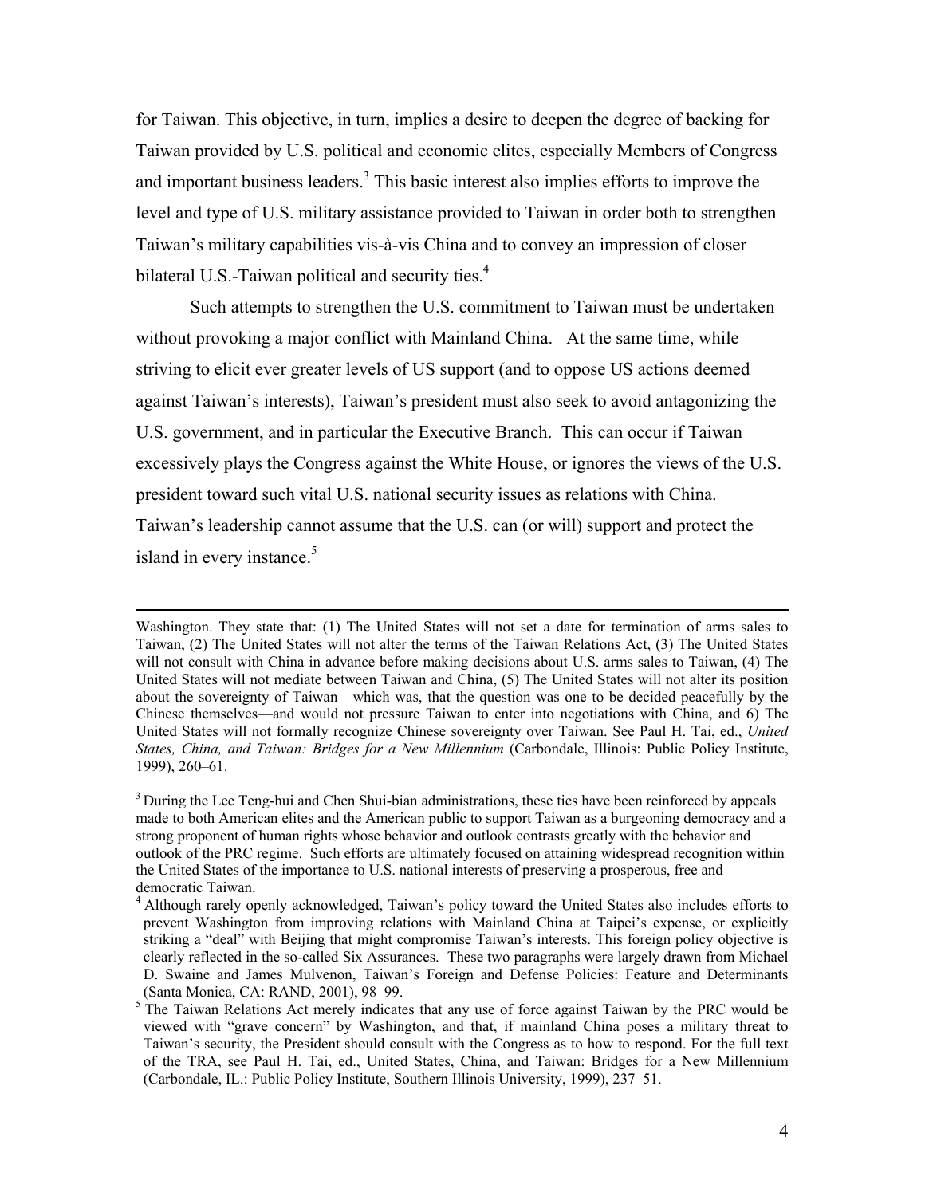for Taiwan. This objective, in turn, implies a desire to deepen the degree of backing for Taiwan provided by U.S. political and economic elites, especially Members of Congress and important business leaders.[3] This basic interest also implies efforts to improve the level and type of U.S. military assistance provided to Taiwan in order both to strengthen Taiwan's military capabilities vis-à-vis China and to convey an impression of closer bilateral U.S.-Taiwan political and security ties.[4]

Such attempts to strengthen the U.S. commitment to Taiwan must be undertaken without provoking a major conflict with Mainland China. At the same time, while striving to elicit ever greater levels of US support (and to oppose US actions deemed against Taiwan's interests), Taiwan's president must also seek to avoid antagonizing the U.S. government, and in particular the Executive Branch. This can occur if Taiwan excessively plays the Congress against the White House, or ignores the views of the U.S. president toward such vital U.S. national security issues as relations with China. Taiwan's leadership cannot assume that the U.S. can (or will) support and protect the island in every instance.[5]

---

Washington. They state that: (1) The United States will not set a date for termination of arms sales to Taiwan, (2) The United States will not alter the terms of the Taiwan Relations Act, (3) The United States will not consult with China in advance before making decisions about U.S. arms sales to Taiwan, (4) The United States will not mediate between Taiwan and China, (5) The United States will not alter its position about the sovereignty of Taiwan—which was, that the question was one to be decided peacefully by the Chinese themselves—and would not pressure Taiwan to enter into negotiations with China, and 6) The United States will not formally recognize Chinese sovereignty over Taiwan. See Paul H. Tai, ed., *United States, China, and Taiwan: Bridges for a New Millennium* (Carbondale, Illinois: Public Policy Institute, 1999), 260–61.

[3] During the Lee Teng-hui and Chen Shui-bian administrations, these ties have been reinforced by appeals made to both American elites and the American public to support Taiwan as a burgeoning democracy and a strong proponent of human rights whose behavior and outlook contrasts greatly with the behavior and outlook of the PRC regime. Such efforts are ultimately focused on attaining widespread recognition within the United States of the importance to U.S. national interests of preserving a prosperous, free and democratic Taiwan.

[4] Although rarely openly acknowledged, Taiwan's policy toward the United States also includes efforts to prevent Washington from improving relations with Mainland China at Taipei's expense, or explicitly striking a "deal" with Beijing that might compromise Taiwan's interests. This foreign policy objective is clearly reflected in the so-called Six Assurances. These two paragraphs were largely drawn from Michael D. Swaine and James Mulvenon, Taiwan's Foreign and Defense Policies: Feature and Determinants (Santa Monica, CA: RAND, 2001), 98–99.

[5] The Taiwan Relations Act merely indicates that any use of force against Taiwan by the PRC would be viewed with "grave concern" by Washington, and that, if mainland China poses a military threat to Taiwan's security, the President should consult with the Congress as to how to respond. For the full text of the TRA, see Paul H. Tai, ed., United States, China, and Taiwan: Bridges for a New Millennium (Carbondale, IL.: Public Policy Institute, Southern Illinois University, 1999), 237–51.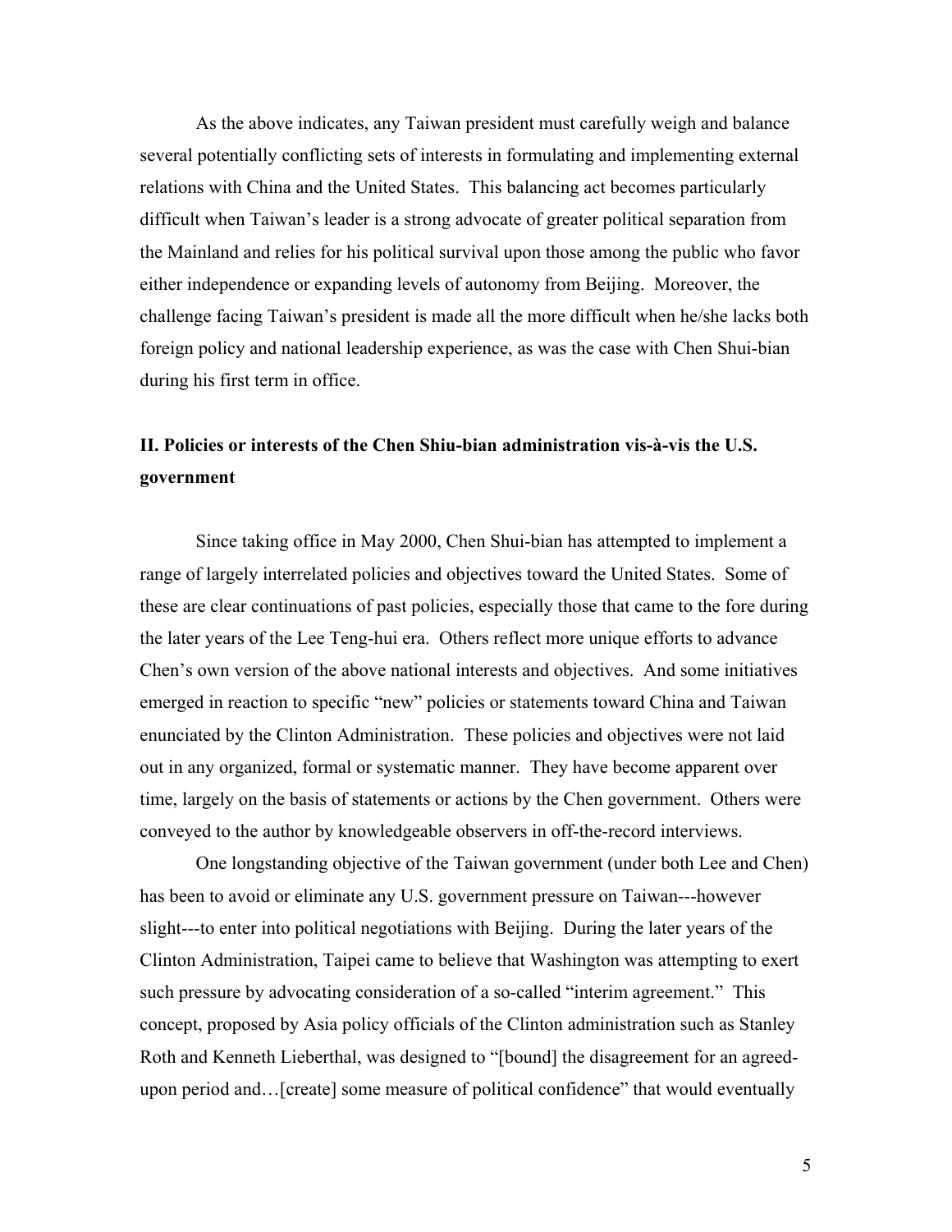As the above indicates, any Taiwan president must carefully weigh and balance several potentially conflicting sets of interests in formulating and implementing external relations with China and the United States. This balancing act becomes particularly difficult when Taiwan's leader is a strong advocate of greater political separation from the Mainland and relies for his political survival upon those among the public who favor either independence or expanding levels of autonomy from Beijing. Moreover, the challenge facing Taiwan's president is made all the more difficult when he/she lacks both foreign policy and national leadership experience, as was the case with Chen Shui-bian during his first term in office.

## II. Policies or interests of the Chen Shiu-bian administration vis-à-vis the U.S. government

Since taking office in May 2000, Chen Shui-bian has attempted to implement a range of largely interrelated policies and objectives toward the United States. Some of these are clear continuations of past policies, especially those that came to the fore during the later years of the Lee Teng-hui era. Others reflect more unique efforts to advance Chen's own version of the above national interests and objectives. And some initiatives emerged in reaction to specific "new" policies or statements toward China and Taiwan enunciated by the Clinton Administration. These policies and objectives were not laid out in any organized, formal or systematic manner. They have become apparent over time, largely on the basis of statements or actions by the Chen government. Others were conveyed to the author by knowledgeable observers in off-the-record interviews.

One longstanding objective of the Taiwan government (under both Lee and Chen) has been to avoid or eliminate any U.S. government pressure on Taiwan---however slight---to enter into political negotiations with Beijing. During the later years of the Clinton Administration, Taipei came to believe that Washington was attempting to exert such pressure by advocating consideration of a so-called "interim agreement." This concept, proposed by Asia policy officials of the Clinton administration such as Stanley Roth and Kenneth Lieberthal, was designed to "[bound] the disagreement for an agreed-upon period and…[create] some measure of political confidence" that would eventually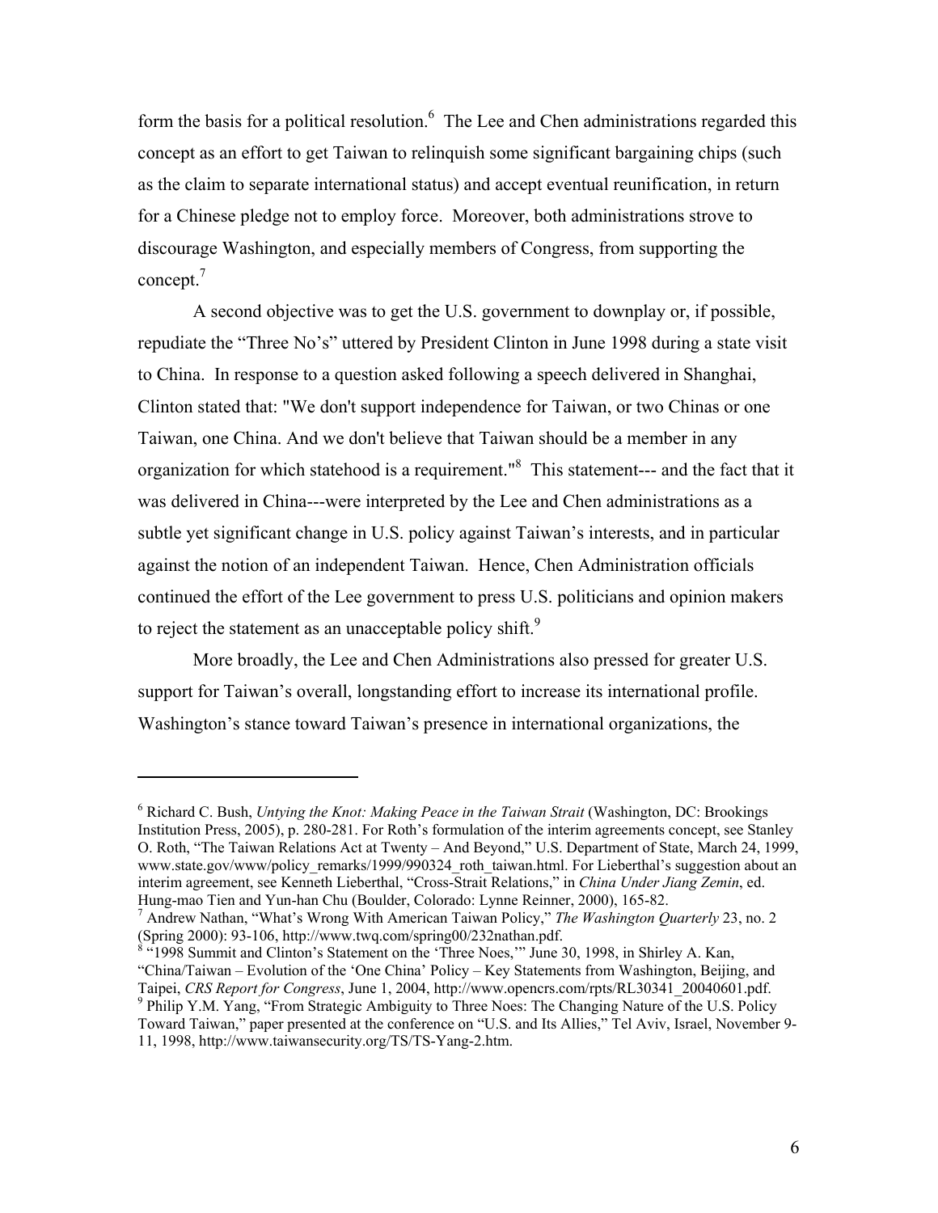form the basis for a political resolution.[6] The Lee and Chen administrations regarded this concept as an effort to get Taiwan to relinquish some significant bargaining chips (such as the claim to separate international status) and accept eventual reunification, in return for a Chinese pledge not to employ force. Moreover, both administrations strove to discourage Washington, and especially members of Congress, from supporting the concept.[7]

A second objective was to get the U.S. government to downplay or, if possible, repudiate the "Three No's" uttered by President Clinton in June 1998 during a state visit to China. In response to a question asked following a speech delivered in Shanghai, Clinton stated that: "We don't support independence for Taiwan, or two Chinas or one Taiwan, one China. And we don't believe that Taiwan should be a member in any organization for which statehood is a requirement."[8] This statement--- and the fact that it was delivered in China---were interpreted by the Lee and Chen administrations as a subtle yet significant change in U.S. policy against Taiwan's interests, and in particular against the notion of an independent Taiwan. Hence, Chen Administration officials continued the effort of the Lee government to press U.S. politicians and opinion makers to reject the statement as an unacceptable policy shift.[9]

More broadly, the Lee and Chen Administrations also pressed for greater U.S. support for Taiwan's overall, longstanding effort to increase its international profile. Washington's stance toward Taiwan's presence in international organizations, the

---

[6] Richard C. Bush, *Untying the Knot: Making Peace in the Taiwan Strait* (Washington, DC: Brookings Institution Press, 2005), p. 280-281. For Roth's formulation of the interim agreements concept, see Stanley O. Roth, "The Taiwan Relations Act at Twenty – And Beyond," U.S. Department of State, March 24, 1999, www.state.gov/www/policy_remarks/1999/990324_roth_taiwan.html. For Lieberthal's suggestion about an interim agreement, see Kenneth Lieberthal, "Cross-Strait Relations," in *China Under Jiang Zemin*, ed. Hung-mao Tien and Yun-han Chu (Boulder, Colorado: Lynne Reinner, 2000), 165-82.

[7] Andrew Nathan, "What's Wrong With American Taiwan Policy," *The Washington Quarterly* 23, no. 2 (Spring 2000): 93-106, http://www.twq.com/spring00/232nathan.pdf.

[8] "1998 Summit and Clinton's Statement on the 'Three Noes,'" June 30, 1998, in Shirley A. Kan, "China/Taiwan – Evolution of the 'One China' Policy – Key Statements from Washington, Beijing, and Taipei, *CRS Report for Congress*, June 1, 2004, http://www.opencrs.com/rpts/RL30341_20040601.pdf.

[9] Philip Y.M. Yang, "From Strategic Ambiguity to Three Noes: The Changing Nature of the U.S. Policy Toward Taiwan," paper presented at the conference on "U.S. and Its Allies," Tel Aviv, Israel, November 9-11, 1998, http://www.taiwansecurity.org/TS/TS-Yang-2.htm.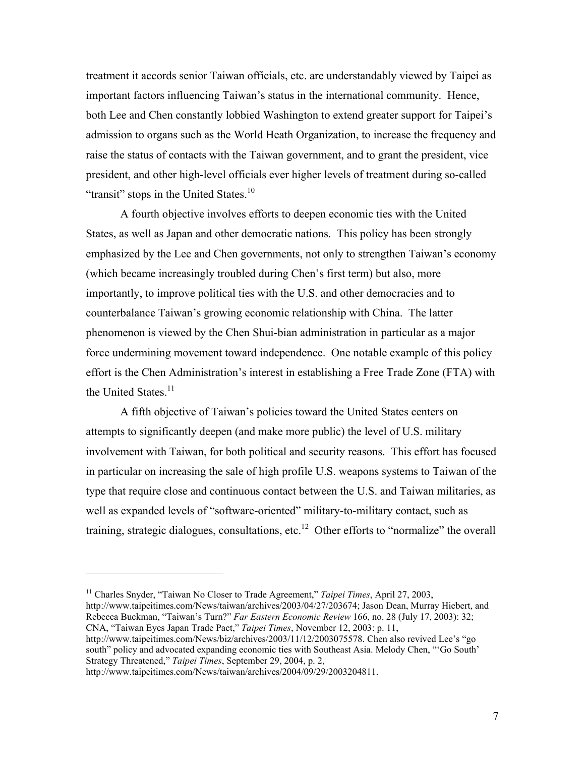treatment it accords senior Taiwan officials, etc. are understandably viewed by Taipei as important factors influencing Taiwan's status in the international community. Hence, both Lee and Chen constantly lobbied Washington to extend greater support for Taipei's admission to organs such as the World Heath Organization, to increase the frequency and raise the status of contacts with the Taiwan government, and to grant the president, vice president, and other high-level officials ever higher levels of treatment during so-called "transit" stops in the United States.[10]

A fourth objective involves efforts to deepen economic ties with the United States, as well as Japan and other democratic nations. This policy has been strongly emphasized by the Lee and Chen governments, not only to strengthen Taiwan's economy (which became increasingly troubled during Chen's first term) but also, more importantly, to improve political ties with the U.S. and other democracies and to counterbalance Taiwan's growing economic relationship with China. The latter phenomenon is viewed by the Chen Shui-bian administration in particular as a major force undermining movement toward independence. One notable example of this policy effort is the Chen Administration's interest in establishing a Free Trade Zone (FTA) with the United States.[11]

A fifth objective of Taiwan's policies toward the United States centers on attempts to significantly deepen (and make more public) the level of U.S. military involvement with Taiwan, for both political and security reasons. This effort has focused in particular on increasing the sale of high profile U.S. weapons systems to Taiwan of the type that require close and continuous contact between the U.S. and Taiwan militaries, as well as expanded levels of "software-oriented" military-to-military contact, such as training, strategic dialogues, consultations, etc.[12] Other efforts to "normalize" the overall

---

[11] Charles Snyder, "Taiwan No Closer to Trade Agreement," *Taipei Times*, April 27, 2003, http://www.taipeitimes.com/News/taiwan/archives/2003/04/27/203674; Jason Dean, Murray Hiebert, and Rebecca Buckman, "Taiwan's Turn?" *Far Eastern Economic Review* 166, no. 28 (July 17, 2003): 32; CNA, "Taiwan Eyes Japan Trade Pact," *Taipei Times*, November 12, 2003: p. 11, http://www.taipeitimes.com/News/biz/archives/2003/11/12/2003075578. Chen also revived Lee's "go south" policy and advocated expanding economic ties with Southeast Asia. Melody Chen, "'Go South' Strategy Threatened," *Taipei Times*, September 29, 2004, p. 2, http://www.taipeitimes.com/News/taiwan/archives/2004/09/29/2003204811.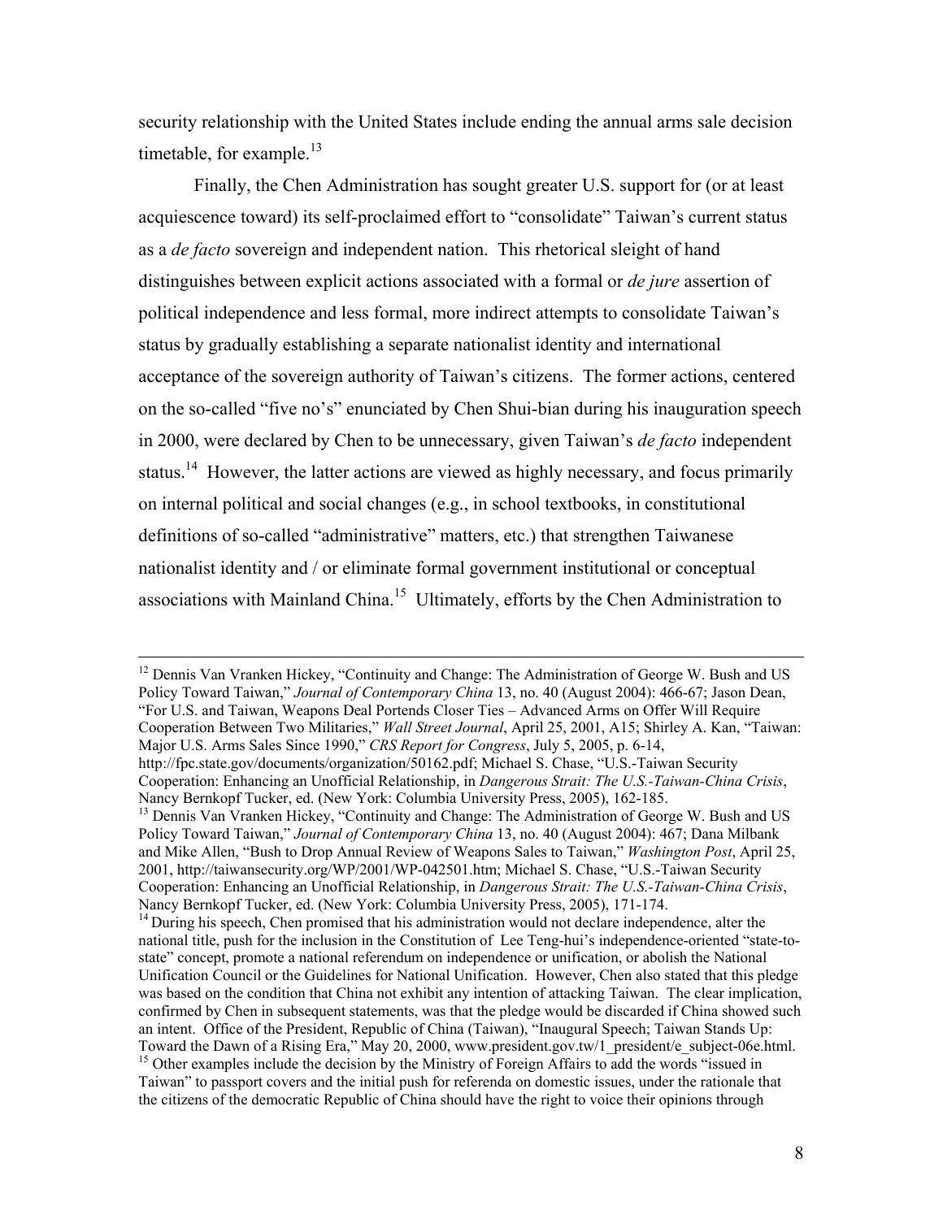security relationship with the United States include ending the annual arms sale decision timetable, for example.[13]

Finally, the Chen Administration has sought greater U.S. support for (or at least acquiescence toward) its self-proclaimed effort to "consolidate" Taiwan's current status as a *de facto* sovereign and independent nation. This rhetorical sleight of hand distinguishes between explicit actions associated with a formal or *de jure* assertion of political independence and less formal, more indirect attempts to consolidate Taiwan's status by gradually establishing a separate nationalist identity and international acceptance of the sovereign authority of Taiwan's citizens. The former actions, centered on the so-called "five no's" enunciated by Chen Shui-bian during his inauguration speech in 2000, were declared by Chen to be unnecessary, given Taiwan's *de facto* independent status.[14] However, the latter actions are viewed as highly necessary, and focus primarily on internal political and social changes (e.g., in school textbooks, in constitutional definitions of so-called "administrative" matters, etc.) that strengthen Taiwanese nationalist identity and / or eliminate formal government institutional or conceptual associations with Mainland China.[15] Ultimately, efforts by the Chen Administration to

---

[12] Dennis Van Vranken Hickey, "Continuity and Change: The Administration of George W. Bush and US Policy Toward Taiwan," *Journal of Contemporary China* 13, no. 40 (August 2004): 466-67; Jason Dean, "For U.S. and Taiwan, Weapons Deal Portends Closer Ties – Advanced Arms on Offer Will Require Cooperation Between Two Militaries," *Wall Street Journal*, April 25, 2001, A15; Shirley A. Kan, "Taiwan: Major U.S. Arms Sales Since 1990," *CRS Report for Congress*, July 5, 2005, p. 6-14, http://fpc.state.gov/documents/organization/50162.pdf; Michael S. Chase, "U.S.-Taiwan Security Cooperation: Enhancing an Unofficial Relationship, in *Dangerous Strait: The U.S.-Taiwan-China Crisis*, Nancy Bernkopf Tucker, ed. (New York: Columbia University Press, 2005), 162-185.

[13] Dennis Van Vranken Hickey, "Continuity and Change: The Administration of George W. Bush and US Policy Toward Taiwan," *Journal of Contemporary China* 13, no. 40 (August 2004): 467; Dana Milbank and Mike Allen, "Bush to Drop Annual Review of Weapons Sales to Taiwan," *Washington Post*, April 25, 2001, http://taiwansecurity.org/WP/2001/WP-042501.htm; Michael S. Chase, "U.S.-Taiwan Security Cooperation: Enhancing an Unofficial Relationship, in *Dangerous Strait: The U.S.-Taiwan-China Crisis*, Nancy Bernkopf Tucker, ed. (New York: Columbia University Press, 2005), 171-174.

[14] During his speech, Chen promised that his administration would not declare independence, alter the national title, push for the inclusion in the Constitution of Lee Teng-hui's independence-oriented "state-to-state" concept, promote a national referendum on independence or unification, or abolish the National Unification Council or the Guidelines for National Unification. However, Chen also stated that this pledge was based on the condition that China not exhibit any intention of attacking Taiwan. The clear implication, confirmed by Chen in subsequent statements, was that the pledge would be discarded if China showed such an intent. Office of the President, Republic of China (Taiwan), "Inaugural Speech; Taiwan Stands Up: Toward the Dawn of a Rising Era," May 20, 2000, www.president.gov.tw/1_president/e_subject-06e.html.

[15] Other examples include the decision by the Ministry of Foreign Affairs to add the words "issued in Taiwan" to passport covers and the initial push for referenda on domestic issues, under the rationale that the citizens of the democratic Republic of China should have the right to voice their opinions through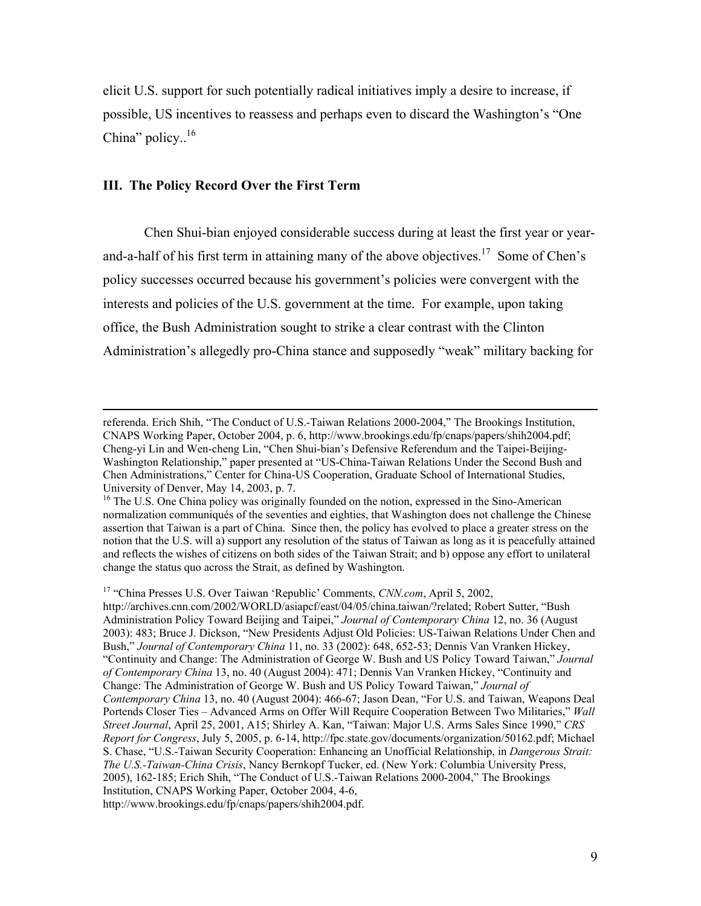elicit U.S. support for such potentially radical initiatives imply a desire to increase, if possible, US incentives to reassess and perhaps even to discard the Washington's "One China" policy..[16]

### III. The Policy Record Over the First Term

Chen Shui-bian enjoyed considerable success during at least the first year or year-and-a-half of his first term in attaining many of the above objectives.[17] Some of Chen's policy successes occurred because his government's policies were convergent with the interests and policies of the U.S. government at the time. For example, upon taking office, the Bush Administration sought to strike a clear contrast with the Clinton Administration's allegedly pro-China stance and supposedly "weak" military backing for

---

referenda. Erich Shih, "The Conduct of U.S.-Taiwan Relations 2000-2004," The Brookings Institution, CNAPS Working Paper, October 2004, p. 6, http://www.brookings.edu/fp/cnaps/papers/shih2004.pdf; Cheng-yi Lin and Wen-cheng Lin, "Chen Shui-bian's Defensive Referendum and the Taipei-Beijing-Washington Relationship," paper presented at "US-China-Taiwan Relations Under the Second Bush and Chen Administrations," Center for China-US Cooperation, Graduate School of International Studies, University of Denver, May 14, 2003, p. 7.

[16] The U.S. One China policy was originally founded on the notion, expressed in the Sino-American normalization communiqués of the seventies and eighties, that Washington does not challenge the Chinese assertion that Taiwan is a part of China. Since then, the policy has evolved to place a greater stress on the notion that the U.S. will a) support any resolution of the status of Taiwan as long as it is peacefully attained and reflects the wishes of citizens on both sides of the Taiwan Strait; and b) oppose any effort to unilateral change the status quo across the Strait, as defined by Washington.

[17] "China Presses U.S. Over Taiwan 'Republic' Comments, *CNN.com*, April 5, 2002, http://archives.cnn.com/2002/WORLD/asiapcf/east/04/05/china.taiwan/?related; Robert Sutter, "Bush Administration Policy Toward Beijing and Taipei," *Journal of Contemporary China* 12, no. 36 (August 2003): 483; Bruce J. Dickson, "New Presidents Adjust Old Policies: US-Taiwan Relations Under Chen and Bush," *Journal of Contemporary China* 11, no. 33 (2002): 648, 652-53; Dennis Van Vranken Hickey, "Continuity and Change: The Administration of George W. Bush and US Policy Toward Taiwan," *Journal of Contemporary China* 13, no. 40 (August 2004): 471; Dennis Van Vranken Hickey, "Continuity and Change: The Administration of George W. Bush and US Policy Toward Taiwan," *Journal of Contemporary China* 13, no. 40 (August 2004): 466-67; Jason Dean, "For U.S. and Taiwan, Weapons Deal Portends Closer Ties – Advanced Arms on Offer Will Require Cooperation Between Two Militaries," *Wall Street Journal*, April 25, 2001, A15; Shirley A. Kan, "Taiwan: Major U.S. Arms Sales Since 1990," *CRS Report for Congress*, July 5, 2005, p. 6-14, http://fpc.state.gov/documents/organization/50162.pdf; Michael S. Chase, "U.S.-Taiwan Security Cooperation: Enhancing an Unofficial Relationship, in *Dangerous Strait: The U.S.-Taiwan-China Crisis*, Nancy Bernkopf Tucker, ed. (New York: Columbia University Press, 2005), 162-185; Erich Shih, "The Conduct of U.S.-Taiwan Relations 2000-2004," The Brookings Institution, CNAPS Working Paper, October 2004, 4-6, http://www.brookings.edu/fp/cnaps/papers/shih2004.pdf.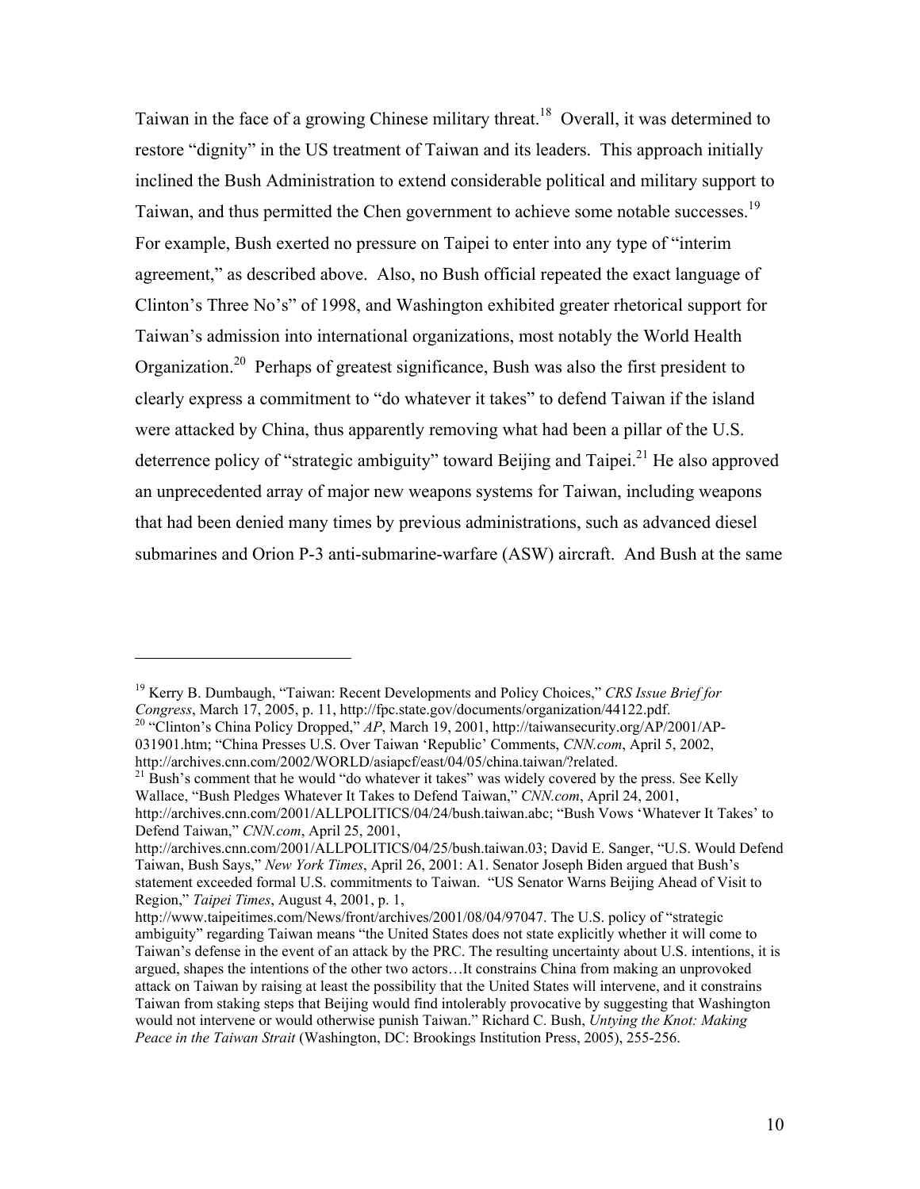Taiwan in the face of a growing Chinese military threat.[18] Overall, it was determined to restore "dignity" in the US treatment of Taiwan and its leaders. This approach initially inclined the Bush Administration to extend considerable political and military support to Taiwan, and thus permitted the Chen government to achieve some notable successes.[19] For example, Bush exerted no pressure on Taipei to enter into any type of "interim agreement," as described above. Also, no Bush official repeated the exact language of Clinton's Three No's" of 1998, and Washington exhibited greater rhetorical support for Taiwan's admission into international organizations, most notably the World Health Organization.[20] Perhaps of greatest significance, Bush was also the first president to clearly express a commitment to "do whatever it takes" to defend Taiwan if the island were attacked by China, thus apparently removing what had been a pillar of the U.S. deterrence policy of "strategic ambiguity" toward Beijing and Taipei.[21] He also approved an unprecedented array of major new weapons systems for Taiwan, including weapons that had been denied many times by previous administrations, such as advanced diesel submarines and Orion P-3 anti-submarine-warfare (ASW) aircraft. And Bush at the same

---

[19] Kerry B. Dumbaugh, "Taiwan: Recent Developments and Policy Choices," *CRS Issue Brief for Congress*, March 17, 2005, p. 11, http://fpc.state.gov/documents/organization/44122.pdf.

[20] "Clinton's China Policy Dropped," *AP*, March 19, 2001, http://taiwansecurity.org/AP/2001/AP-031901.htm; "China Presses U.S. Over Taiwan 'Republic' Comments, *CNN.com*, April 5, 2002, http://archives.cnn.com/2002/WORLD/asiapcf/east/04/05/china.taiwan/?related.

[21] Bush's comment that he would "do whatever it takes" was widely covered by the press. See Kelly Wallace, "Bush Pledges Whatever It Takes to Defend Taiwan," *CNN.com*, April 24, 2001, http://archives.cnn.com/2001/ALLPOLITICS/04/24/bush.taiwan.abc; "Bush Vows 'Whatever It Takes' to Defend Taiwan," *CNN.com*, April 25, 2001, http://archives.cnn.com/2001/ALLPOLITICS/04/25/bush.taiwan.03; David E. Sanger, "U.S. Would Defend Taiwan, Bush Says," *New York Times*, April 26, 2001: A1. Senator Joseph Biden argued that Bush's statement exceeded formal U.S. commitments to Taiwan. "US Senator Warns Beijing Ahead of Visit to Region," *Taipei Times*, August 4, 2001, p. 1, http://www.taipeitimes.com/News/front/archives/2001/08/04/97047. The U.S. policy of "strategic ambiguity" regarding Taiwan means "the United States does not state explicitly whether it will come to Taiwan's defense in the event of an attack by the PRC. The resulting uncertainty about U.S. intentions, it is argued, shapes the intentions of the other two actors…It constrains China from making an unprovoked attack on Taiwan by raising at least the possibility that the United States will intervene, and it constrains Taiwan from staking steps that Beijing would find intolerably provocative by suggesting that Washington would not intervene or would otherwise punish Taiwan." Richard C. Bush, *Untying the Knot: Making Peace in the Taiwan Strait* (Washington, DC: Brookings Institution Press, 2005), 255-256.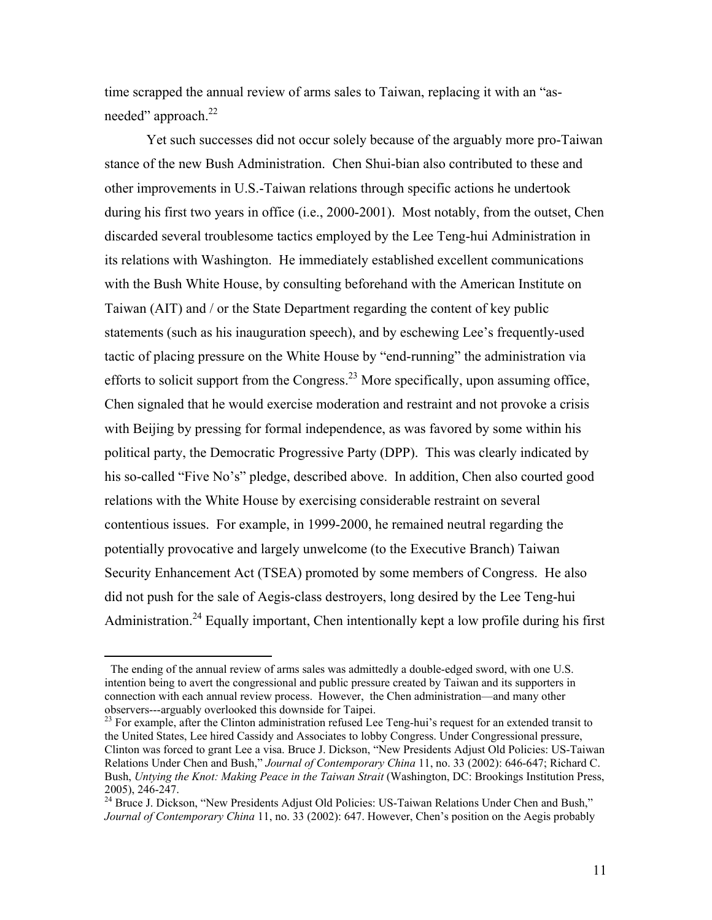time scrapped the annual review of arms sales to Taiwan, replacing it with an "as-needed" approach.[22]

Yet such successes did not occur solely because of the arguably more pro-Taiwan stance of the new Bush Administration. Chen Shui-bian also contributed to these and other improvements in U.S.-Taiwan relations through specific actions he undertook during his first two years in office (i.e., 2000-2001). Most notably, from the outset, Chen discarded several troublesome tactics employed by the Lee Teng-hui Administration in its relations with Washington. He immediately established excellent communications with the Bush White House, by consulting beforehand with the American Institute on Taiwan (AIT) and / or the State Department regarding the content of key public statements (such as his inauguration speech), and by eschewing Lee's frequently-used tactic of placing pressure on the White House by "end-running" the administration via efforts to solicit support from the Congress.[23] More specifically, upon assuming office, Chen signaled that he would exercise moderation and restraint and not provoke a crisis with Beijing by pressing for formal independence, as was favored by some within his political party, the Democratic Progressive Party (DPP). This was clearly indicated by his so-called "Five No's" pledge, described above. In addition, Chen also courted good relations with the White House by exercising considerable restraint on several contentious issues. For example, in 1999-2000, he remained neutral regarding the potentially provocative and largely unwelcome (to the Executive Branch) Taiwan Security Enhancement Act (TSEA) promoted by some members of Congress. He also did not push for the sale of Aegis-class destroyers, long desired by the Lee Teng-hui Administration.[24] Equally important, Chen intentionally kept a low profile during his first

---

The ending of the annual review of arms sales was admittedly a double-edged sword, with one U.S. intention being to avert the congressional and public pressure created by Taiwan and its supporters in connection with each annual review process. However, the Chen administration—and many other observers---arguably overlooked this downside for Taipei.

[23] For example, after the Clinton administration refused Lee Teng-hui's request for an extended transit to the United States, Lee hired Cassidy and Associates to lobby Congress. Under Congressional pressure, Clinton was forced to grant Lee a visa. Bruce J. Dickson, "New Presidents Adjust Old Policies: US-Taiwan Relations Under Chen and Bush," *Journal of Contemporary China* 11, no. 33 (2002): 646-647; Richard C. Bush, *Untying the Knot: Making Peace in the Taiwan Strait* (Washington, DC: Brookings Institution Press, 2005), 246-247.

[24] Bruce J. Dickson, "New Presidents Adjust Old Policies: US-Taiwan Relations Under Chen and Bush," *Journal of Contemporary China* 11, no. 33 (2002): 647. However, Chen's position on the Aegis probably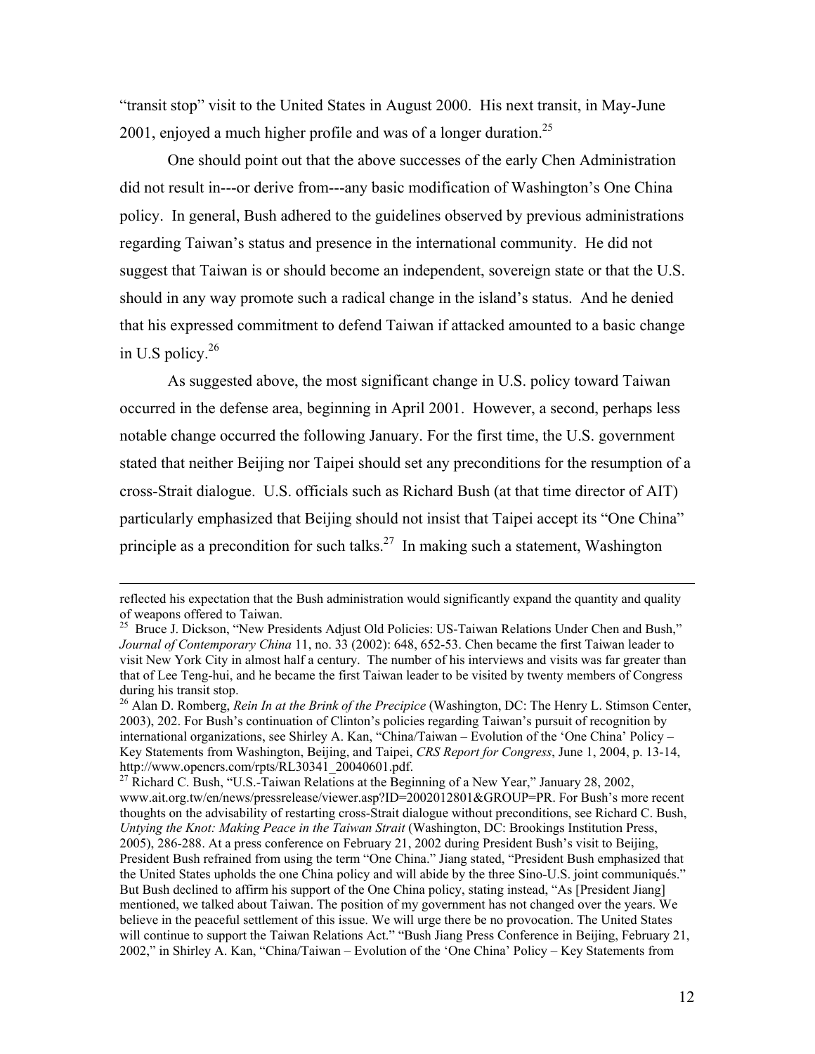"transit stop" visit to the United States in August 2000. His next transit, in May-June 2001, enjoyed a much higher profile and was of a longer duration.[25]

One should point out that the above successes of the early Chen Administration did not result in---or derive from---any basic modification of Washington's One China policy. In general, Bush adhered to the guidelines observed by previous administrations regarding Taiwan's status and presence in the international community. He did not suggest that Taiwan is or should become an independent, sovereign state or that the U.S. should in any way promote such a radical change in the island's status. And he denied that his expressed commitment to defend Taiwan if attacked amounted to a basic change in U.S policy.[26]

As suggested above, the most significant change in U.S. policy toward Taiwan occurred in the defense area, beginning in April 2001. However, a second, perhaps less notable change occurred the following January. For the first time, the U.S. government stated that neither Beijing nor Taipei should set any preconditions for the resumption of a cross-Strait dialogue. U.S. officials such as Richard Bush (at that time director of AIT) particularly emphasized that Beijing should not insist that Taipei accept its "One China" principle as a precondition for such talks.[27] In making such a statement, Washington

---

reflected his expectation that the Bush administration would significantly expand the quantity and quality of weapons offered to Taiwan.

[25] Bruce J. Dickson, "New Presidents Adjust Old Policies: US-Taiwan Relations Under Chen and Bush," *Journal of Contemporary China* 11, no. 33 (2002): 648, 652-53. Chen became the first Taiwan leader to visit New York City in almost half a century. The number of his interviews and visits was far greater than that of Lee Teng-hui, and he became the first Taiwan leader to be visited by twenty members of Congress during his transit stop.

[26] Alan D. Romberg, *Rein In at the Brink of the Precipice* (Washington, DC: The Henry L. Stimson Center, 2003), 202. For Bush's continuation of Clinton's policies regarding Taiwan's pursuit of recognition by international organizations, see Shirley A. Kan, "China/Taiwan – Evolution of the 'One China' Policy – Key Statements from Washington, Beijing, and Taipei, *CRS Report for Congress*, June 1, 2004, p. 13-14, http://www.opencrs.com/rpts/RL30341_20040601.pdf.

[27] Richard C. Bush, "U.S.-Taiwan Relations at the Beginning of a New Year," January 28, 2002, www.ait.org.tw/en/news/pressrelease/viewer.asp?ID=2002012801&GROUP=PR. For Bush's more recent thoughts on the advisability of restarting cross-Strait dialogue without preconditions, see Richard C. Bush, *Untying the Knot: Making Peace in the Taiwan Strait* (Washington, DC: Brookings Institution Press, 2005), 286-288. At a press conference on February 21, 2002 during President Bush's visit to Beijing, President Bush refrained from using the term "One China." Jiang stated, "President Bush emphasized that the United States upholds the one China policy and will abide by the three Sino-U.S. joint communiqués." But Bush declined to affirm his support of the One China policy, stating instead, "As [President Jiang] mentioned, we talked about Taiwan. The position of my government has not changed over the years. We believe in the peaceful settlement of this issue. We will urge there be no provocation. The United States will continue to support the Taiwan Relations Act." "Bush Jiang Press Conference in Beijing, February 21, 2002," in Shirley A. Kan, "China/Taiwan – Evolution of the 'One China' Policy – Key Statements from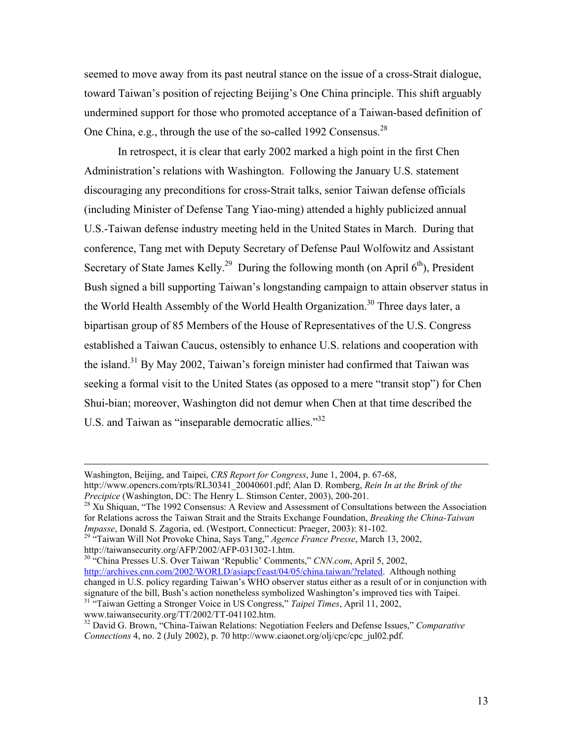seemed to move away from its past neutral stance on the issue of a cross-Strait dialogue, toward Taiwan's position of rejecting Beijing's One China principle. This shift arguably undermined support for those who promoted acceptance of a Taiwan-based definition of One China, e.g., through the use of the so-called 1992 Consensus.[28]

In retrospect, it is clear that early 2002 marked a high point in the first Chen Administration's relations with Washington. Following the January U.S. statement discouraging any preconditions for cross-Strait talks, senior Taiwan defense officials (including Minister of Defense Tang Yiao-ming) attended a highly publicized annual U.S.-Taiwan defense industry meeting held in the United States in March. During that conference, Tang met with Deputy Secretary of Defense Paul Wolfowitz and Assistant Secretary of State James Kelly.[29] During the following month (on April 6th), President Bush signed a bill supporting Taiwan's longstanding campaign to attain observer status in the World Health Assembly of the World Health Organization.[30] Three days later, a bipartisan group of 85 Members of the House of Representatives of the U.S. Congress established a Taiwan Caucus, ostensibly to enhance U.S. relations and cooperation with the island.[31] By May 2002, Taiwan's foreign minister had confirmed that Taiwan was seeking a formal visit to the United States (as opposed to a mere "transit stop") for Chen Shui-bian; moreover, Washington did not demur when Chen at that time described the U.S. and Taiwan as "inseparable democratic allies."[32]

---

Washington, Beijing, and Taipei, *CRS Report for Congress*, June 1, 2004, p. 67-68, http://www.opencrs.com/rpts/RL30341_20040601.pdf; Alan D. Romberg, *Rein In at the Brink of the Precipice* (Washington, DC: The Henry L. Stimson Center, 2003), 200-201.

[28] Xu Shiquan, "The 1992 Consensus: A Review and Assessment of Consultations between the Association for Relations across the Taiwan Strait and the Straits Exchange Foundation, *Breaking the China-Taiwan Impasse*, Donald S. Zagoria, ed. (Westport, Connecticut: Praeger, 2003): 81-102.

[29] "Taiwan Will Not Provoke China, Says Tang," *Agence France Presse*, March 13, 2002, http://taiwansecurity.org/AFP/2002/AFP-031302-1.htm.

[30] "China Presses U.S. Over Taiwan 'Republic' Comments," *CNN.com*, April 5, 2002, http://archives.cnn.com/2002/WORLD/asiapcf/east/04/05/china.taiwan/?related. Although nothing changed in U.S. policy regarding Taiwan's WHO observer status either as a result of or in conjunction with signature of the bill, Bush's action nonetheless symbolized Washington's improved ties with Taipei.

[31] "Taiwan Getting a Stronger Voice in US Congress," *Taipei Times*, April 11, 2002, www.taiwansecurity.org/TT/2002/TT-041102.htm.

[32] David G. Brown, "China-Taiwan Relations: Negotiation Feelers and Defense Issues," *Comparative Connections* 4, no. 2 (July 2002), p. 70 http://www.ciaonet.org/olj/cpc/cpc_jul02.pdf.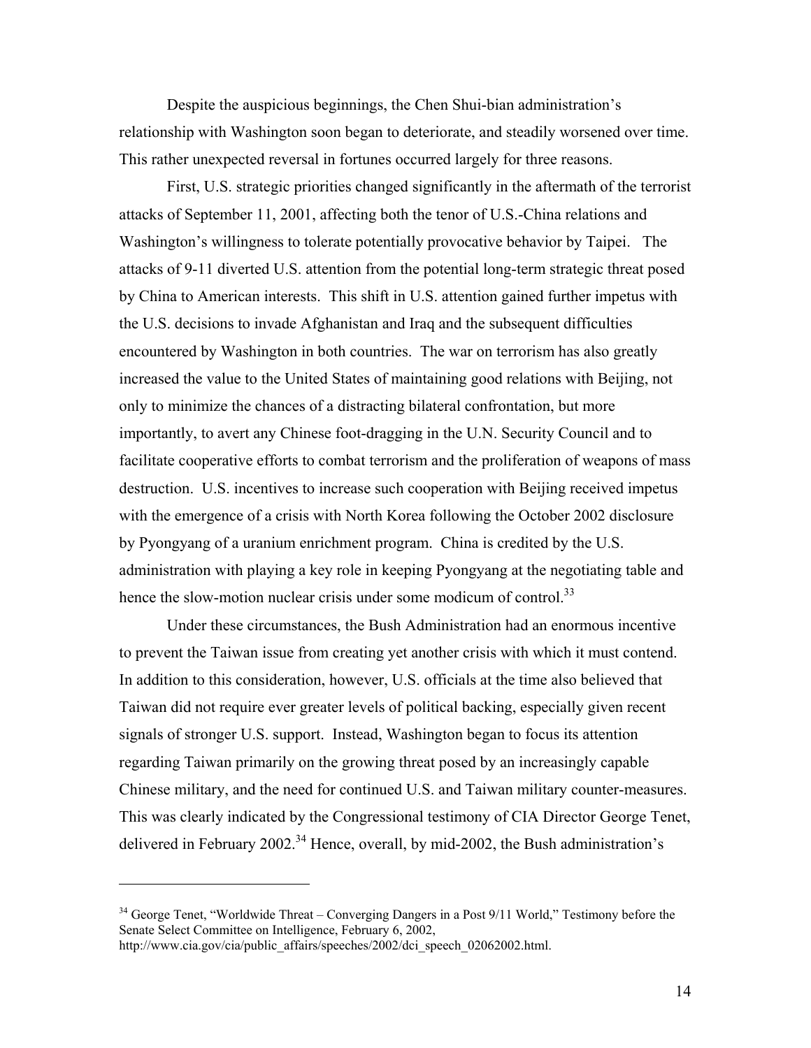Despite the auspicious beginnings, the Chen Shui-bian administration's relationship with Washington soon began to deteriorate, and steadily worsened over time. This rather unexpected reversal in fortunes occurred largely for three reasons.

First, U.S. strategic priorities changed significantly in the aftermath of the terrorist attacks of September 11, 2001, affecting both the tenor of U.S.-China relations and Washington's willingness to tolerate potentially provocative behavior by Taipei. The attacks of 9-11 diverted U.S. attention from the potential long-term strategic threat posed by China to American interests. This shift in U.S. attention gained further impetus with the U.S. decisions to invade Afghanistan and Iraq and the subsequent difficulties encountered by Washington in both countries. The war on terrorism has also greatly increased the value to the United States of maintaining good relations with Beijing, not only to minimize the chances of a distracting bilateral confrontation, but more importantly, to avert any Chinese foot-dragging in the U.N. Security Council and to facilitate cooperative efforts to combat terrorism and the proliferation of weapons of mass destruction. U.S. incentives to increase such cooperation with Beijing received impetus with the emergence of a crisis with North Korea following the October 2002 disclosure by Pyongyang of a uranium enrichment program. China is credited by the U.S. administration with playing a key role in keeping Pyongyang at the negotiating table and hence the slow-motion nuclear crisis under some modicum of control.[33]

Under these circumstances, the Bush Administration had an enormous incentive to prevent the Taiwan issue from creating yet another crisis with which it must contend. In addition to this consideration, however, U.S. officials at the time also believed that Taiwan did not require ever greater levels of political backing, especially given recent signals of stronger U.S. support. Instead, Washington began to focus its attention regarding Taiwan primarily on the growing threat posed by an increasingly capable Chinese military, and the need for continued U.S. and Taiwan military counter-measures. This was clearly indicated by the Congressional testimony of CIA Director George Tenet, delivered in February 2002.[34] Hence, overall, by mid-2002, the Bush administration's

---

[34] George Tenet, "Worldwide Threat – Converging Dangers in a Post 9/11 World," Testimony before the Senate Select Committee on Intelligence, February 6, 2002, http://www.cia.gov/cia/public_affairs/speeches/2002/dci_speech_02062002.html.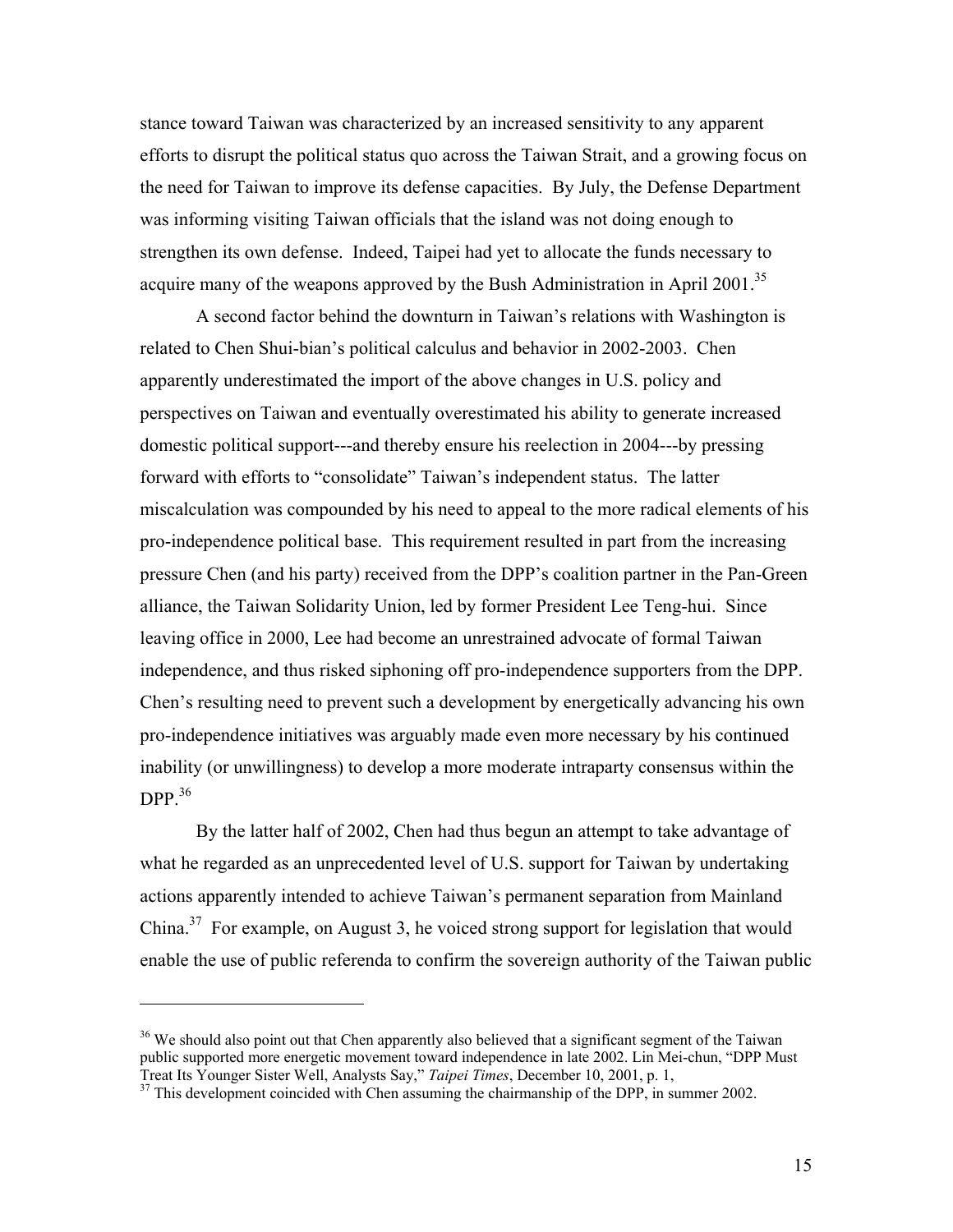stance toward Taiwan was characterized by an increased sensitivity to any apparent efforts to disrupt the political status quo across the Taiwan Strait, and a growing focus on the need for Taiwan to improve its defense capacities. By July, the Defense Department was informing visiting Taiwan officials that the island was not doing enough to strengthen its own defense. Indeed, Taipei had yet to allocate the funds necessary to acquire many of the weapons approved by the Bush Administration in April 2001.[35]

A second factor behind the downturn in Taiwan's relations with Washington is related to Chen Shui-bian's political calculus and behavior in 2002-2003. Chen apparently underestimated the import of the above changes in U.S. policy and perspectives on Taiwan and eventually overestimated his ability to generate increased domestic political support---and thereby ensure his reelection in 2004---by pressing forward with efforts to "consolidate" Taiwan's independent status. The latter miscalculation was compounded by his need to appeal to the more radical elements of his pro-independence political base. This requirement resulted in part from the increasing pressure Chen (and his party) received from the DPP's coalition partner in the Pan-Green alliance, the Taiwan Solidarity Union, led by former President Lee Teng-hui. Since leaving office in 2000, Lee had become an unrestrained advocate of formal Taiwan independence, and thus risked siphoning off pro-independence supporters from the DPP. Chen's resulting need to prevent such a development by energetically advancing his own pro-independence initiatives was arguably made even more necessary by his continued inability (or unwillingness) to develop a more moderate intraparty consensus within the DPP.[36]

By the latter half of 2002, Chen had thus begun an attempt to take advantage of what he regarded as an unprecedented level of U.S. support for Taiwan by undertaking actions apparently intended to achieve Taiwan's permanent separation from Mainland China.[37] For example, on August 3, he voiced strong support for legislation that would enable the use of public referenda to confirm the sovereign authority of the Taiwan public

---

[36] We should also point out that Chen apparently also believed that a significant segment of the Taiwan public supported more energetic movement toward independence in late 2002. Lin Mei-chun, "DPP Must Treat Its Younger Sister Well, Analysts Say," *Taipei Times*, December 10, 2001, p. 1,

[37] This development coincided with Chen assuming the chairmanship of the DPP, in summer 2002.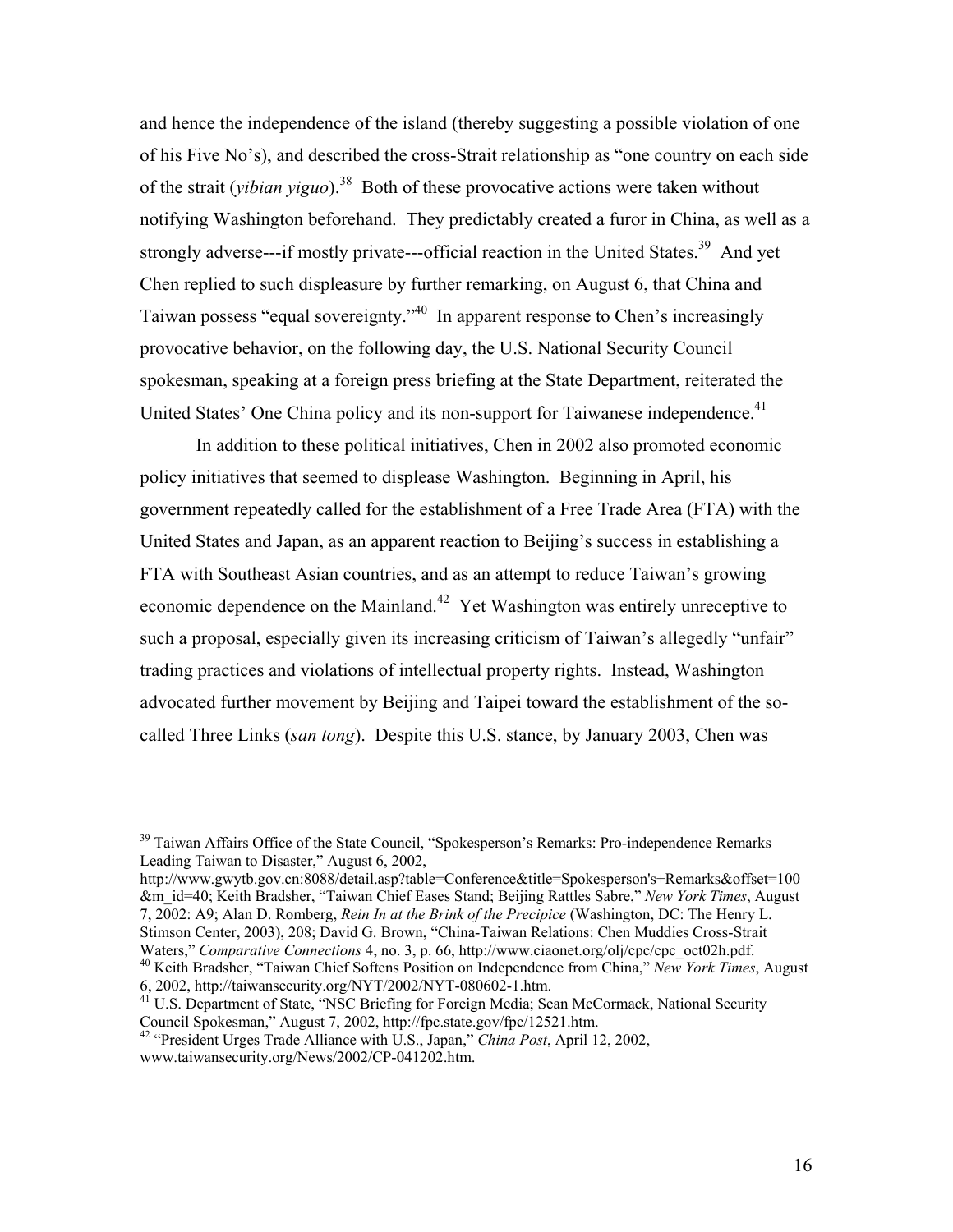and hence the independence of the island (thereby suggesting a possible violation of one of his Five No's), and described the cross-Strait relationship as "one country on each side of the strait (*yibian yiguo*).[38] Both of these provocative actions were taken without notifying Washington beforehand. They predictably created a furor in China, as well as a strongly adverse---if mostly private---official reaction in the United States.[39] And yet Chen replied to such displeasure by further remarking, on August 6, that China and Taiwan possess "equal sovereignty."[40] In apparent response to Chen's increasingly provocative behavior, on the following day, the U.S. National Security Council spokesman, speaking at a foreign press briefing at the State Department, reiterated the United States' One China policy and its non-support for Taiwanese independence.[41]

In addition to these political initiatives, Chen in 2002 also promoted economic policy initiatives that seemed to displease Washington. Beginning in April, his government repeatedly called for the establishment of a Free Trade Area (FTA) with the United States and Japan, as an apparent reaction to Beijing's success in establishing a FTA with Southeast Asian countries, and as an attempt to reduce Taiwan's growing economic dependence on the Mainland.[42] Yet Washington was entirely unreceptive to such a proposal, especially given its increasing criticism of Taiwan's allegedly "unfair" trading practices and violations of intellectual property rights. Instead, Washington advocated further movement by Beijing and Taipei toward the establishment of the so-called Three Links (*san tong*). Despite this U.S. stance, by January 2003, Chen was

---

[39] Taiwan Affairs Office of the State Council, "Spokesperson's Remarks: Pro-independence Remarks Leading Taiwan to Disaster," August 6, 2002, http://www.gwytb.gov.cn:8088/detail.asp?table=Conference&title=Spokesperson's+Remarks&offset=100&m_id=40; Keith Bradsher, "Taiwan Chief Eases Stand; Beijing Rattles Sabre," *New York Times*, August 7, 2002: A9; Alan D. Romberg, *Rein In at the Brink of the Precipice* (Washington, DC: The Henry L. Stimson Center, 2003), 208; David G. Brown, "China-Taiwan Relations: Chen Muddies Cross-Strait Waters," *Comparative Connections* 4, no. 3, p. 66, http://www.ciaonet.org/olj/cpc/cpc_oct02h.pdf.

[40] Keith Bradsher, "Taiwan Chief Softens Position on Independence from China," *New York Times*, August 6, 2002, http://taiwansecurity.org/NYT/2002/NYT-080602-1.htm.

[41] U.S. Department of State, "NSC Briefing for Foreign Media; Sean McCormack, National Security Council Spokesman," August 7, 2002, http://fpc.state.gov/fpc/12521.htm.

[42] "President Urges Trade Alliance with U.S., Japan," *China Post*, April 12, 2002, www.taiwansecurity.org/News/2002/CP-041202.htm.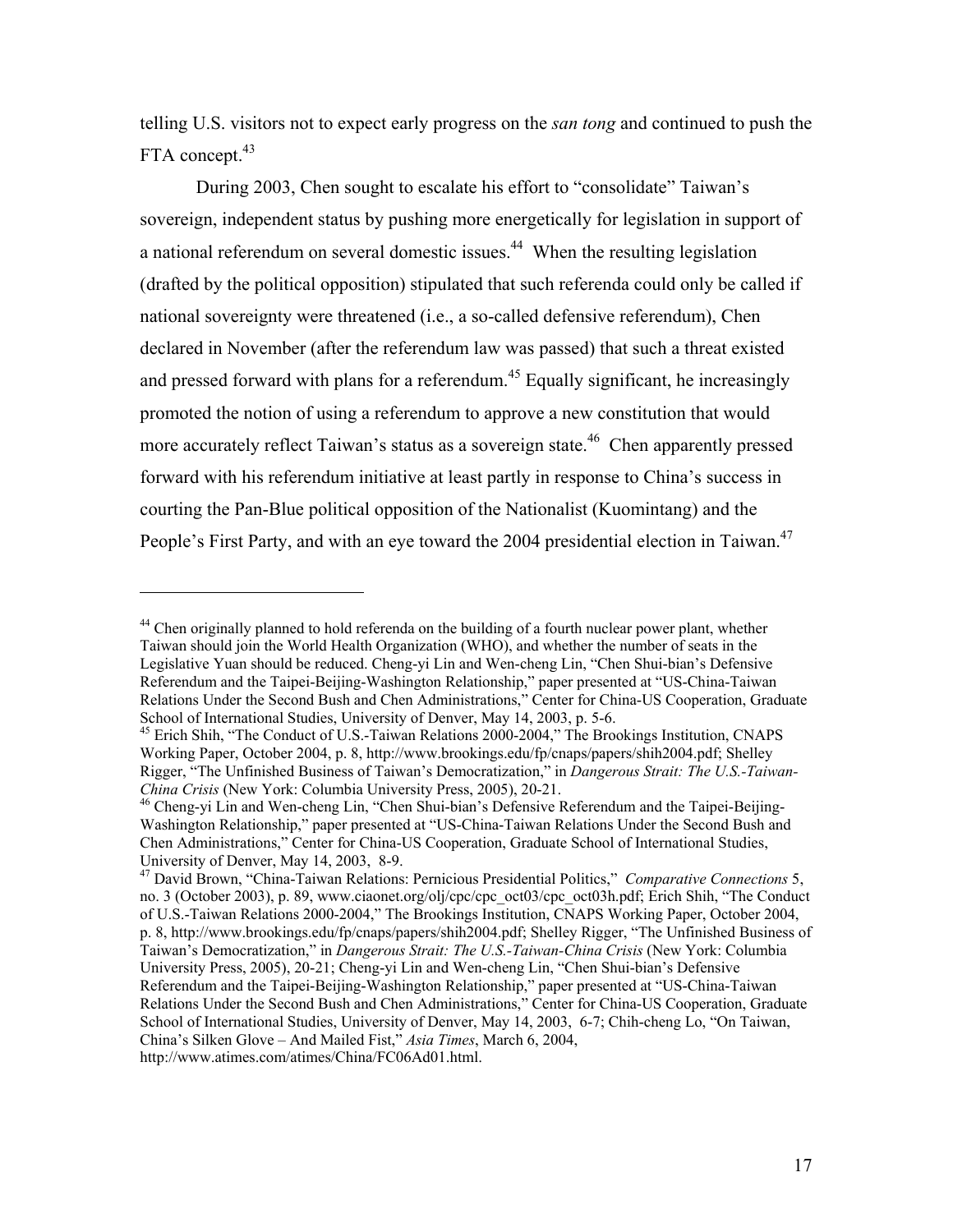telling U.S. visitors not to expect early progress on the *san tong* and continued to push the FTA concept.[43]

During 2003, Chen sought to escalate his effort to "consolidate" Taiwan's sovereign, independent status by pushing more energetically for legislation in support of a national referendum on several domestic issues.[44] When the resulting legislation (drafted by the political opposition) stipulated that such referenda could only be called if national sovereignty were threatened (i.e., a so-called defensive referendum), Chen declared in November (after the referendum law was passed) that such a threat existed and pressed forward with plans for a referendum.[45] Equally significant, he increasingly promoted the notion of using a referendum to approve a new constitution that would more accurately reflect Taiwan's status as a sovereign state.[46] Chen apparently pressed forward with his referendum initiative at least partly in response to China's success in courting the Pan-Blue political opposition of the Nationalist (Kuomintang) and the People's First Party, and with an eye toward the 2004 presidential election in Taiwan.[47]

---

[44] Chen originally planned to hold referenda on the building of a fourth nuclear power plant, whether Taiwan should join the World Health Organization (WHO), and whether the number of seats in the Legislative Yuan should be reduced. Cheng-yi Lin and Wen-cheng Lin, "Chen Shui-bian's Defensive Referendum and the Taipei-Beijing-Washington Relationship," paper presented at "US-China-Taiwan Relations Under the Second Bush and Chen Administrations," Center for China-US Cooperation, Graduate School of International Studies, University of Denver, May 14, 2003, p. 5-6.

[45] Erich Shih, "The Conduct of U.S.-Taiwan Relations 2000-2004," The Brookings Institution, CNAPS Working Paper, October 2004, p. 8, http://www.brookings.edu/fp/cnaps/papers/shih2004.pdf; Shelley Rigger, "The Unfinished Business of Taiwan's Democratization," in *Dangerous Strait: The U.S.-Taiwan-China Crisis* (New York: Columbia University Press, 2005), 20-21.

[46] Cheng-yi Lin and Wen-cheng Lin, "Chen Shui-bian's Defensive Referendum and the Taipei-Beijing-Washington Relationship," paper presented at "US-China-Taiwan Relations Under the Second Bush and Chen Administrations," Center for China-US Cooperation, Graduate School of International Studies, University of Denver, May 14, 2003, 8-9.

[47] David Brown, "China-Taiwan Relations: Pernicious Presidential Politics," *Comparative Connections* 5, no. 3 (October 2003), p. 89, www.ciaonet.org/olj/cpc/cpc_oct03/cpc_oct03h.pdf; Erich Shih, "The Conduct of U.S.-Taiwan Relations 2000-2004," The Brookings Institution, CNAPS Working Paper, October 2004, p. 8, http://www.brookings.edu/fp/cnaps/papers/shih2004.pdf; Shelley Rigger, "The Unfinished Business of Taiwan's Democratization," in *Dangerous Strait: The U.S.-Taiwan-China Crisis* (New York: Columbia University Press, 2005), 20-21; Cheng-yi Lin and Wen-cheng Lin, "Chen Shui-bian's Defensive Referendum and the Taipei-Beijing-Washington Relationship," paper presented at "US-China-Taiwan Relations Under the Second Bush and Chen Administrations," Center for China-US Cooperation, Graduate School of International Studies, University of Denver, May 14, 2003, 6-7; Chih-cheng Lo, "On Taiwan, China's Silken Glove – And Mailed Fist," *Asia Times*, March 6, 2004, http://www.atimes.com/atimes/China/FC06Ad01.html.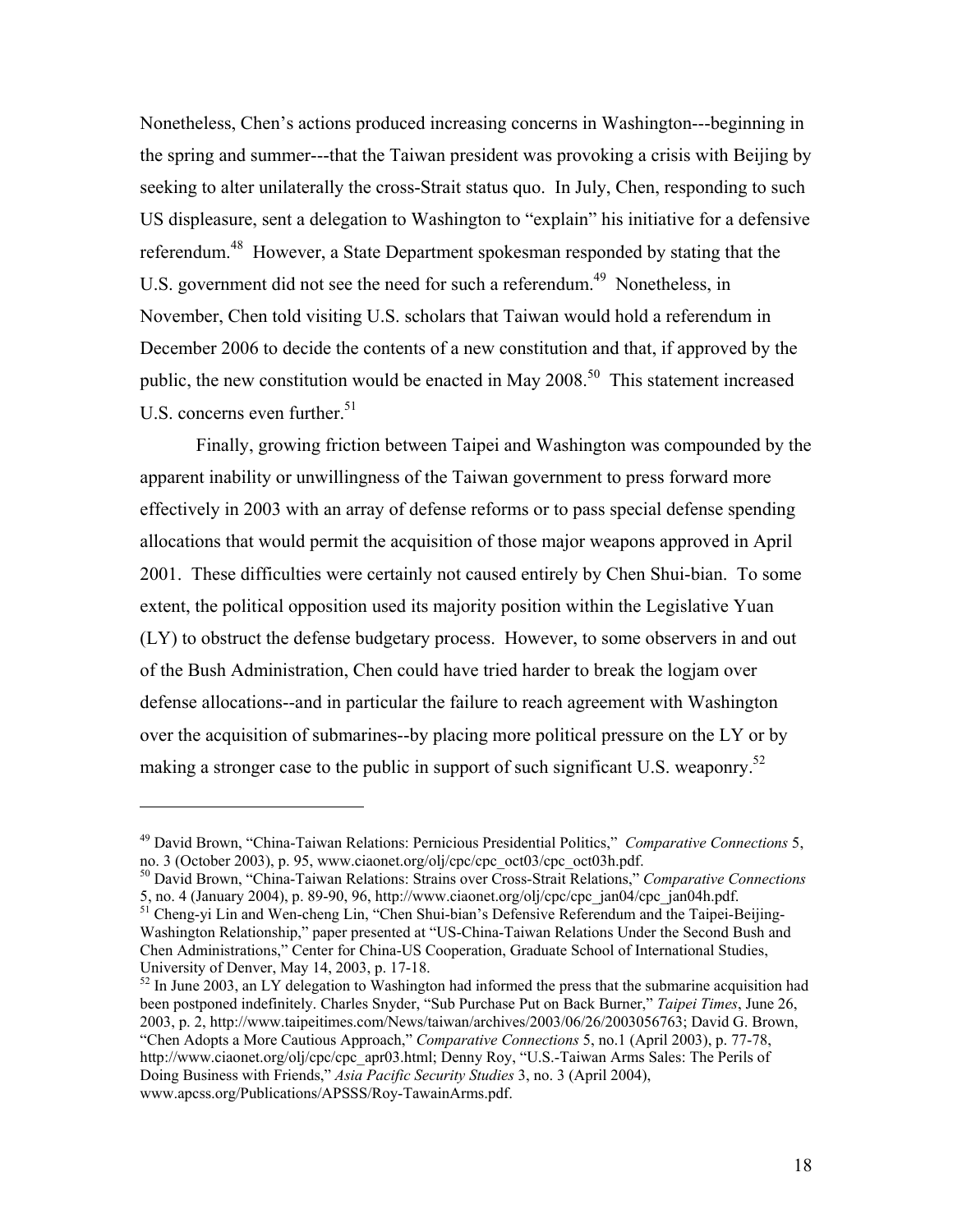Nonetheless, Chen's actions produced increasing concerns in Washington---beginning in the spring and summer---that the Taiwan president was provoking a crisis with Beijing by seeking to alter unilaterally the cross-Strait status quo. In July, Chen, responding to such US displeasure, sent a delegation to Washington to "explain" his initiative for a defensive referendum.[48] However, a State Department spokesman responded by stating that the U.S. government did not see the need for such a referendum.[49] Nonetheless, in November, Chen told visiting U.S. scholars that Taiwan would hold a referendum in December 2006 to decide the contents of a new constitution and that, if approved by the public, the new constitution would be enacted in May 2008.[50] This statement increased U.S. concerns even further.[51]

Finally, growing friction between Taipei and Washington was compounded by the apparent inability or unwillingness of the Taiwan government to press forward more effectively in 2003 with an array of defense reforms or to pass special defense spending allocations that would permit the acquisition of those major weapons approved in April 2001. These difficulties were certainly not caused entirely by Chen Shui-bian. To some extent, the political opposition used its majority position within the Legislative Yuan (LY) to obstruct the defense budgetary process. However, to some observers in and out of the Bush Administration, Chen could have tried harder to break the logjam over defense allocations--and in particular the failure to reach agreement with Washington over the acquisition of submarines--by placing more political pressure on the LY or by making a stronger case to the public in support of such significant U.S. weaponry.[52]

---

[49] David Brown, "China-Taiwan Relations: Pernicious Presidential Politics," *Comparative Connections* 5, no. 3 (October 2003), p. 95, www.ciaonet.org/olj/cpc/cpc_oct03/cpc_oct03h.pdf.

[50] David Brown, "China-Taiwan Relations: Strains over Cross-Strait Relations," *Comparative Connections* 5, no. 4 (January 2004), p. 89-90, 96, http://www.ciaonet.org/olj/cpc/cpc_jan04/cpc_jan04h.pdf.

[51] Cheng-yi Lin and Wen-cheng Lin, "Chen Shui-bian's Defensive Referendum and the Taipei-Beijing-Washington Relationship," paper presented at "US-China-Taiwan Relations Under the Second Bush and Chen Administrations," Center for China-US Cooperation, Graduate School of International Studies, University of Denver, May 14, 2003, p. 17-18.

[52] In June 2003, an LY delegation to Washington had informed the press that the submarine acquisition had been postponed indefinitely. Charles Snyder, "Sub Purchase Put on Back Burner," *Taipei Times*, June 26, 2003, p. 2, http://www.taipeitimes.com/News/taiwan/archives/2003/06/26/2003056763; David G. Brown, "Chen Adopts a More Cautious Approach," *Comparative Connections* 5, no.1 (April 2003), p. 77-78, http://www.ciaonet.org/olj/cpc/cpc_apr03.html; Denny Roy, "U.S.-Taiwan Arms Sales: The Perils of Doing Business with Friends," *Asia Pacific Security Studies* 3, no. 3 (April 2004), www.apcss.org/Publications/APSSS/Roy-TawainArms.pdf.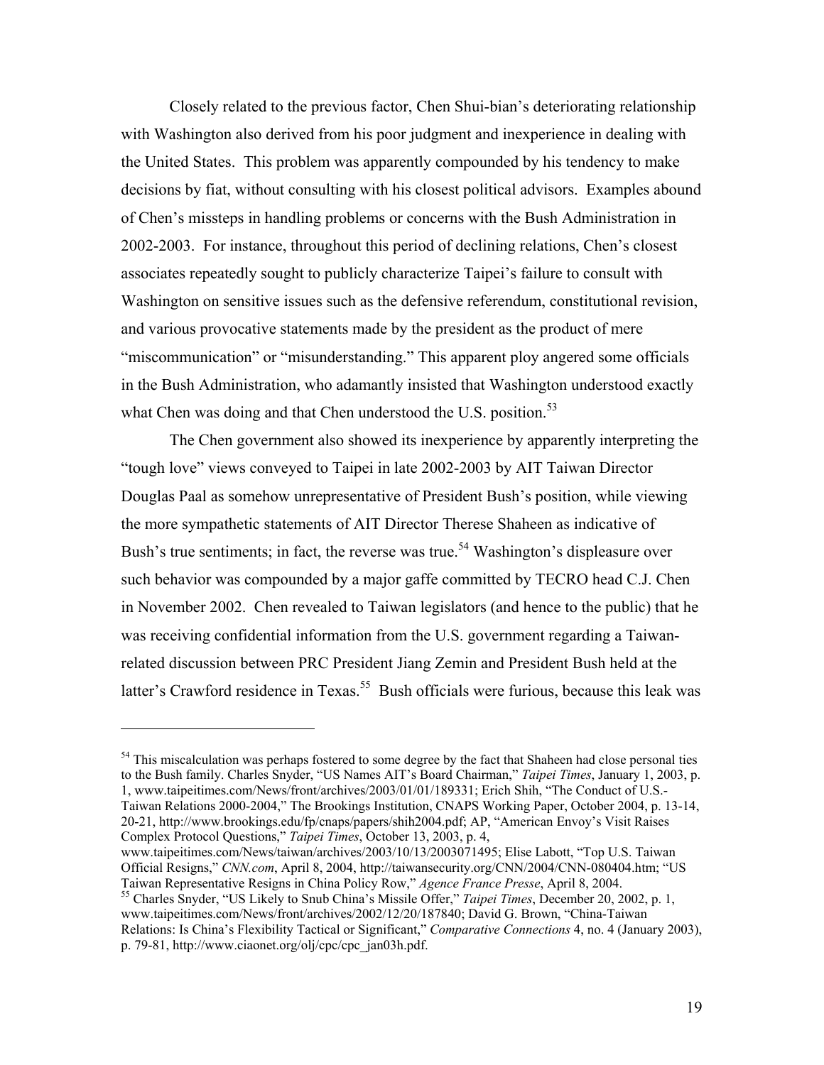Closely related to the previous factor, Chen Shui-bian's deteriorating relationship with Washington also derived from his poor judgment and inexperience in dealing with the United States. This problem was apparently compounded by his tendency to make decisions by fiat, without consulting with his closest political advisors. Examples abound of Chen's missteps in handling problems or concerns with the Bush Administration in 2002-2003. For instance, throughout this period of declining relations, Chen's closest associates repeatedly sought to publicly characterize Taipei's failure to consult with Washington on sensitive issues such as the defensive referendum, constitutional revision, and various provocative statements made by the president as the product of mere "miscommunication" or "misunderstanding." This apparent ploy angered some officials in the Bush Administration, who adamantly insisted that Washington understood exactly what Chen was doing and that Chen understood the U.S. position.[53]

The Chen government also showed its inexperience by apparently interpreting the "tough love" views conveyed to Taipei in late 2002-2003 by AIT Taiwan Director Douglas Paal as somehow unrepresentative of President Bush's position, while viewing the more sympathetic statements of AIT Director Therese Shaheen as indicative of Bush's true sentiments; in fact, the reverse was true.[54] Washington's displeasure over such behavior was compounded by a major gaffe committed by TECRO head C.J. Chen in November 2002. Chen revealed to Taiwan legislators (and hence to the public) that he was receiving confidential information from the U.S. government regarding a Taiwan-related discussion between PRC President Jiang Zemin and President Bush held at the latter's Crawford residence in Texas.[55] Bush officials were furious, because this leak was

---

[54] This miscalculation was perhaps fostered to some degree by the fact that Shaheen had close personal ties to the Bush family. Charles Snyder, "US Names AIT's Board Chairman," *Taipei Times*, January 1, 2003, p. 1, www.taipeitimes.com/News/front/archives/2003/01/01/189331; Erich Shih, "The Conduct of U.S.-Taiwan Relations 2000-2004," The Brookings Institution, CNAPS Working Paper, October 2004, p. 13-14, 20-21, http://www.brookings.edu/fp/cnaps/papers/shih2004.pdf; AP, "American Envoy's Visit Raises Complex Protocol Questions," *Taipei Times*, October 13, 2003, p. 4, www.taipeitimes.com/News/taiwan/archives/2003/10/13/2003071495; Elise Labott, "Top U.S. Taiwan Official Resigns," *CNN.com*, April 8, 2004, http://taiwansecurity.org/CNN/2004/CNN-080404.htm; "US Taiwan Representative Resigns in China Policy Row," *Agence France Presse*, April 8, 2004.

[55] Charles Snyder, "US Likely to Snub China's Missile Offer," *Taipei Times*, December 20, 2002, p. 1, www.taipeitimes.com/News/front/archives/2002/12/20/187840; David G. Brown, "China-Taiwan Relations: Is China's Flexibility Tactical or Significant," *Comparative Connections* 4, no. 4 (January 2003), p. 79-81, http://www.ciaonet.org/olj/cpc/cpc_jan03h.pdf.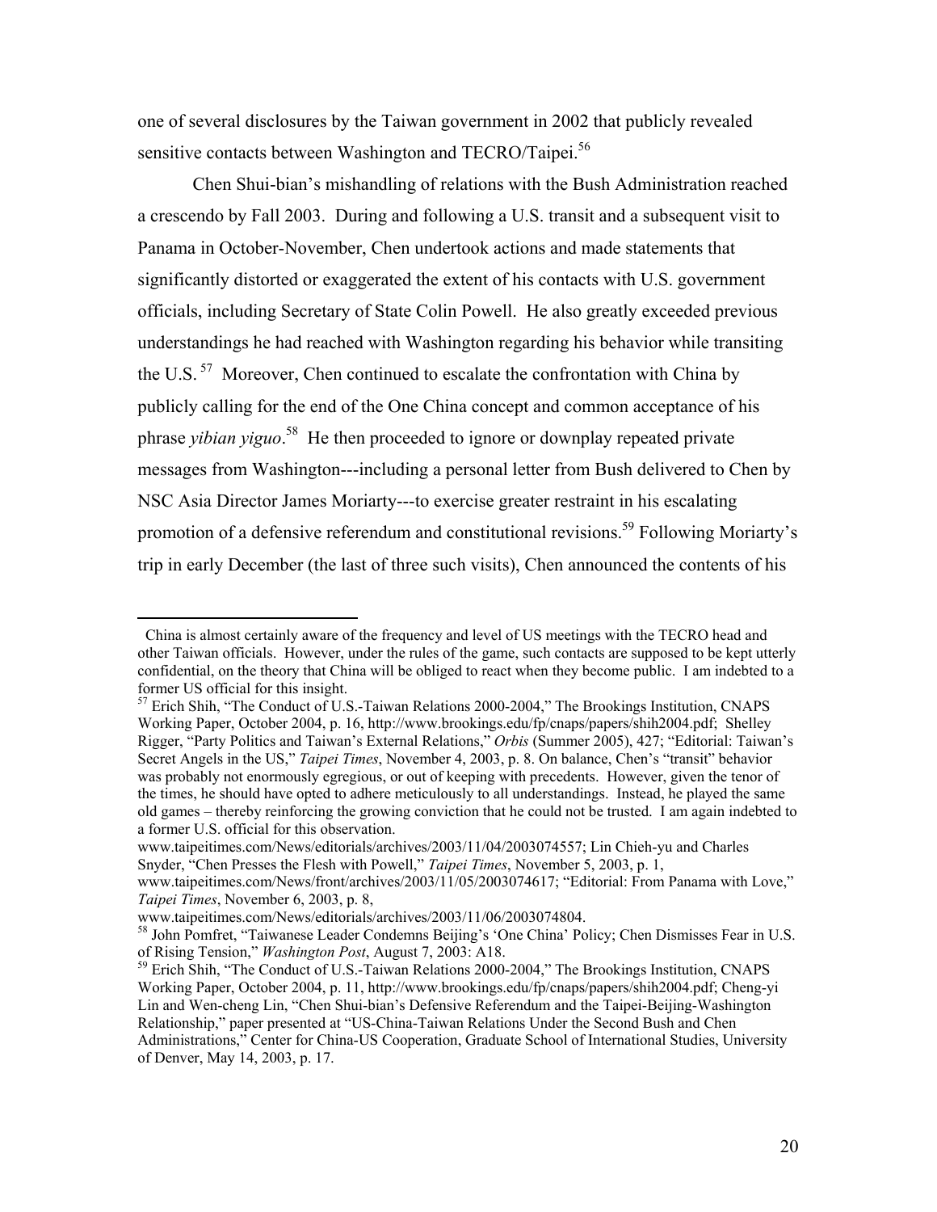one of several disclosures by the Taiwan government in 2002 that publicly revealed sensitive contacts between Washington and TECRO/Taipei.[56]

Chen Shui-bian's mishandling of relations with the Bush Administration reached a crescendo by Fall 2003. During and following a U.S. transit and a subsequent visit to Panama in October-November, Chen undertook actions and made statements that significantly distorted or exaggerated the extent of his contacts with U.S. government officials, including Secretary of State Colin Powell. He also greatly exceeded previous understandings he had reached with Washington regarding his behavior while transiting the U.S.[57] Moreover, Chen continued to escalate the confrontation with China by publicly calling for the end of the One China concept and common acceptance of his phrase *yibian yiguo*.[58] He then proceeded to ignore or downplay repeated private messages from Washington---including a personal letter from Bush delivered to Chen by NSC Asia Director James Moriarty---to exercise greater restraint in his escalating promotion of a defensive referendum and constitutional revisions.[59] Following Moriarty's trip in early December (the last of three such visits), Chen announced the contents of his

---

China is almost certainly aware of the frequency and level of US meetings with the TECRO head and other Taiwan officials. However, under the rules of the game, such contacts are supposed to be kept utterly confidential, on the theory that China will be obliged to react when they become public. I am indebted to a former US official for this insight.

[57] Erich Shih, "The Conduct of U.S.-Taiwan Relations 2000-2004," The Brookings Institution, CNAPS Working Paper, October 2004, p. 16, http://www.brookings.edu/fp/cnaps/papers/shih2004.pdf; Shelley Rigger, "Party Politics and Taiwan's External Relations," *Orbis* (Summer 2005), 427; "Editorial: Taiwan's Secret Angels in the US," *Taipei Times*, November 4, 2003, p. 8. On balance, Chen's "transit" behavior was probably not enormously egregious, or out of keeping with precedents. However, given the tenor of the times, he should have opted to adhere meticulously to all understandings. Instead, he played the same old games – thereby reinforcing the growing conviction that he could not be trusted. I am again indebted to a former U.S. official for this observation.

www.taipeitimes.com/News/editorials/archives/2003/11/04/2003074557; Lin Chieh-yu and Charles Snyder, "Chen Presses the Flesh with Powell," *Taipei Times*, November 5, 2003, p. 1, www.taipeitimes.com/News/front/archives/2003/11/05/2003074617; "Editorial: From Panama with Love," *Taipei Times*, November 6, 2003, p. 8, www.taipeitimes.com/News/editorials/archives/2003/11/06/2003074804.

[58] John Pomfret, "Taiwanese Leader Condemns Beijing's 'One China' Policy; Chen Dismisses Fear in U.S. of Rising Tension," *Washington Post*, August 7, 2003: A18.

[59] Erich Shih, "The Conduct of U.S.-Taiwan Relations 2000-2004," The Brookings Institution, CNAPS Working Paper, October 2004, p. 11, http://www.brookings.edu/fp/cnaps/papers/shih2004.pdf; Cheng-yi Lin and Wen-cheng Lin, "Chen Shui-bian's Defensive Referendum and the Taipei-Beijing-Washington Relationship," paper presented at "US-China-Taiwan Relations Under the Second Bush and Chen Administrations," Center for China-US Cooperation, Graduate School of International Studies, University of Denver, May 14, 2003, p. 17.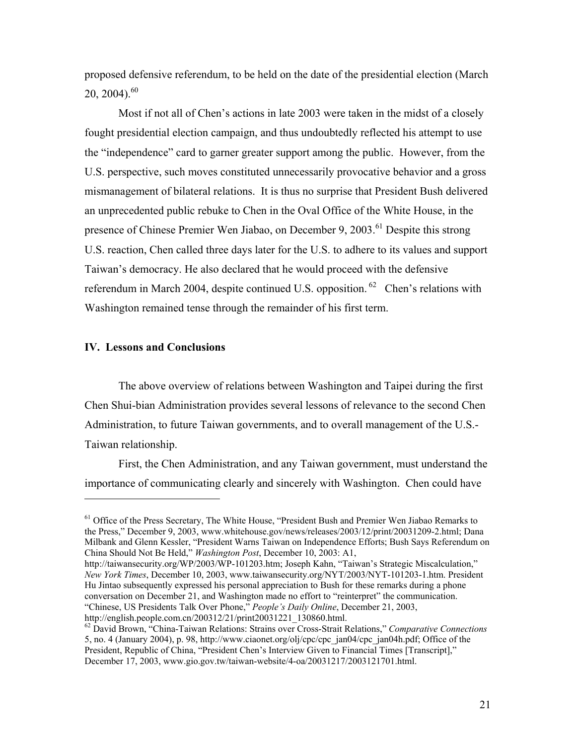proposed defensive referendum, to be held on the date of the presidential election (March 20, 2004).[60]

Most if not all of Chen's actions in late 2003 were taken in the midst of a closely fought presidential election campaign, and thus undoubtedly reflected his attempt to use the "independence" card to garner greater support among the public. However, from the U.S. perspective, such moves constituted unnecessarily provocative behavior and a gross mismanagement of bilateral relations. It is thus no surprise that President Bush delivered an unprecedented public rebuke to Chen in the Oval Office of the White House, in the presence of Chinese Premier Wen Jiabao, on December 9, 2003.[61] Despite this strong U.S. reaction, Chen called three days later for the U.S. to adhere to its values and support Taiwan's democracy. He also declared that he would proceed with the defensive referendum in March 2004, despite continued U.S. opposition.[62] Chen's relations with Washington remained tense through the remainder of his first term.

## IV. Lessons and Conclusions

The above overview of relations between Washington and Taipei during the first Chen Shui-bian Administration provides several lessons of relevance to the second Chen Administration, to future Taiwan governments, and to overall management of the U.S.-Taiwan relationship.

First, the Chen Administration, and any Taiwan government, must understand the importance of communicating clearly and sincerely with Washington. Chen could have

---

[61] Office of the Press Secretary, The White House, "President Bush and Premier Wen Jiabao Remarks to the Press," December 9, 2003, www.whitehouse.gov/news/releases/2003/12/print/20031209-2.html; Dana Milbank and Glenn Kessler, "President Warns Taiwan on Independence Efforts; Bush Says Referendum on China Should Not Be Held," *Washington Post*, December 10, 2003: A1, http://taiwansecurity.org/WP/2003/WP-101203.htm; Joseph Kahn, "Taiwan's Strategic Miscalculation," *New York Times*, December 10, 2003, www.taiwansecurity.org/NYT/2003/NYT-101203-1.htm. President Hu Jintao subsequently expressed his personal appreciation to Bush for these remarks during a phone conversation on December 21, and Washington made no effort to "reinterpret" the communication. "Chinese, US Presidents Talk Over Phone," *People's Daily Online*, December 21, 2003, http://english.people.com.cn/200312/21/print20031221_130860.html.

[62] David Brown, "China-Taiwan Relations: Strains over Cross-Strait Relations," *Comparative Connections* 5, no. 4 (January 2004), p. 98, http://www.ciaonet.org/olj/cpc/cpc_jan04/cpc_jan04h.pdf; Office of the President, Republic of China, "President Chen's Interview Given to Financial Times [Transcript]," December 17, 2003, www.gio.gov.tw/taiwan-website/4-oa/20031217/2003121701.html.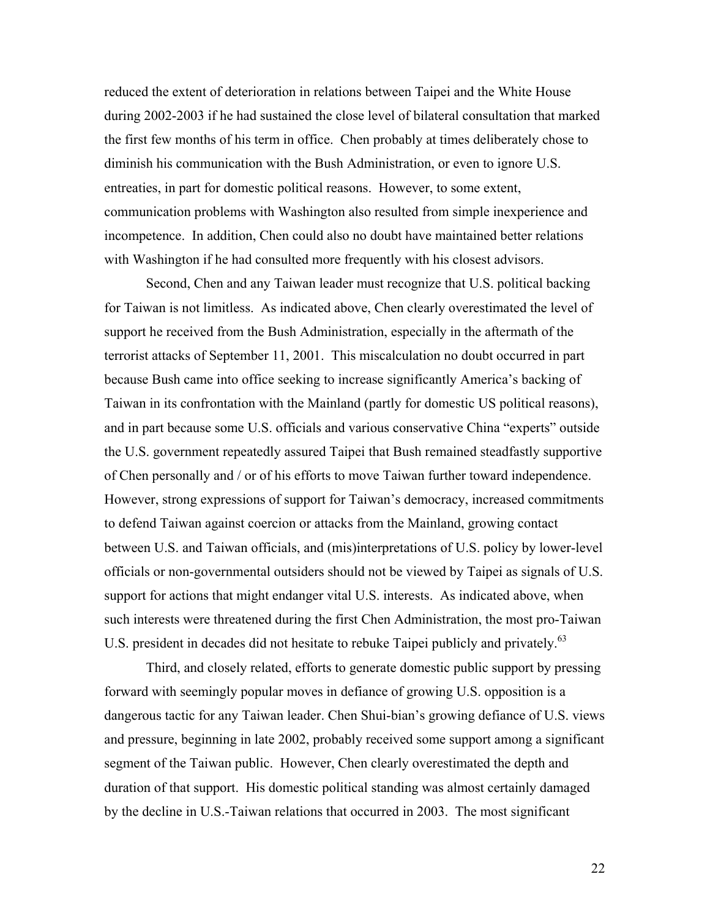reduced the extent of deterioration in relations between Taipei and the White House during 2002-2003 if he had sustained the close level of bilateral consultation that marked the first few months of his term in office. Chen probably at times deliberately chose to diminish his communication with the Bush Administration, or even to ignore U.S. entreaties, in part for domestic political reasons. However, to some extent, communication problems with Washington also resulted from simple inexperience and incompetence. In addition, Chen could also no doubt have maintained better relations with Washington if he had consulted more frequently with his closest advisors.

Second, Chen and any Taiwan leader must recognize that U.S. political backing for Taiwan is not limitless. As indicated above, Chen clearly overestimated the level of support he received from the Bush Administration, especially in the aftermath of the terrorist attacks of September 11, 2001. This miscalculation no doubt occurred in part because Bush came into office seeking to increase significantly America's backing of Taiwan in its confrontation with the Mainland (partly for domestic US political reasons), and in part because some U.S. officials and various conservative China "experts" outside the U.S. government repeatedly assured Taipei that Bush remained steadfastly supportive of Chen personally and / or of his efforts to move Taiwan further toward independence. However, strong expressions of support for Taiwan's democracy, increased commitments to defend Taiwan against coercion or attacks from the Mainland, growing contact between U.S. and Taiwan officials, and (mis)interpretations of U.S. policy by lower-level officials or non-governmental outsiders should not be viewed by Taipei as signals of U.S. support for actions that might endanger vital U.S. interests. As indicated above, when such interests were threatened during the first Chen Administration, the most pro-Taiwan U.S. president in decades did not hesitate to rebuke Taipei publicly and privately.[63]

Third, and closely related, efforts to generate domestic public support by pressing forward with seemingly popular moves in defiance of growing U.S. opposition is a dangerous tactic for any Taiwan leader. Chen Shui-bian's growing defiance of U.S. views and pressure, beginning in late 2002, probably received some support among a significant segment of the Taiwan public. However, Chen clearly overestimated the depth and duration of that support. His domestic political standing was almost certainly damaged by the decline in U.S.-Taiwan relations that occurred in 2003. The most significant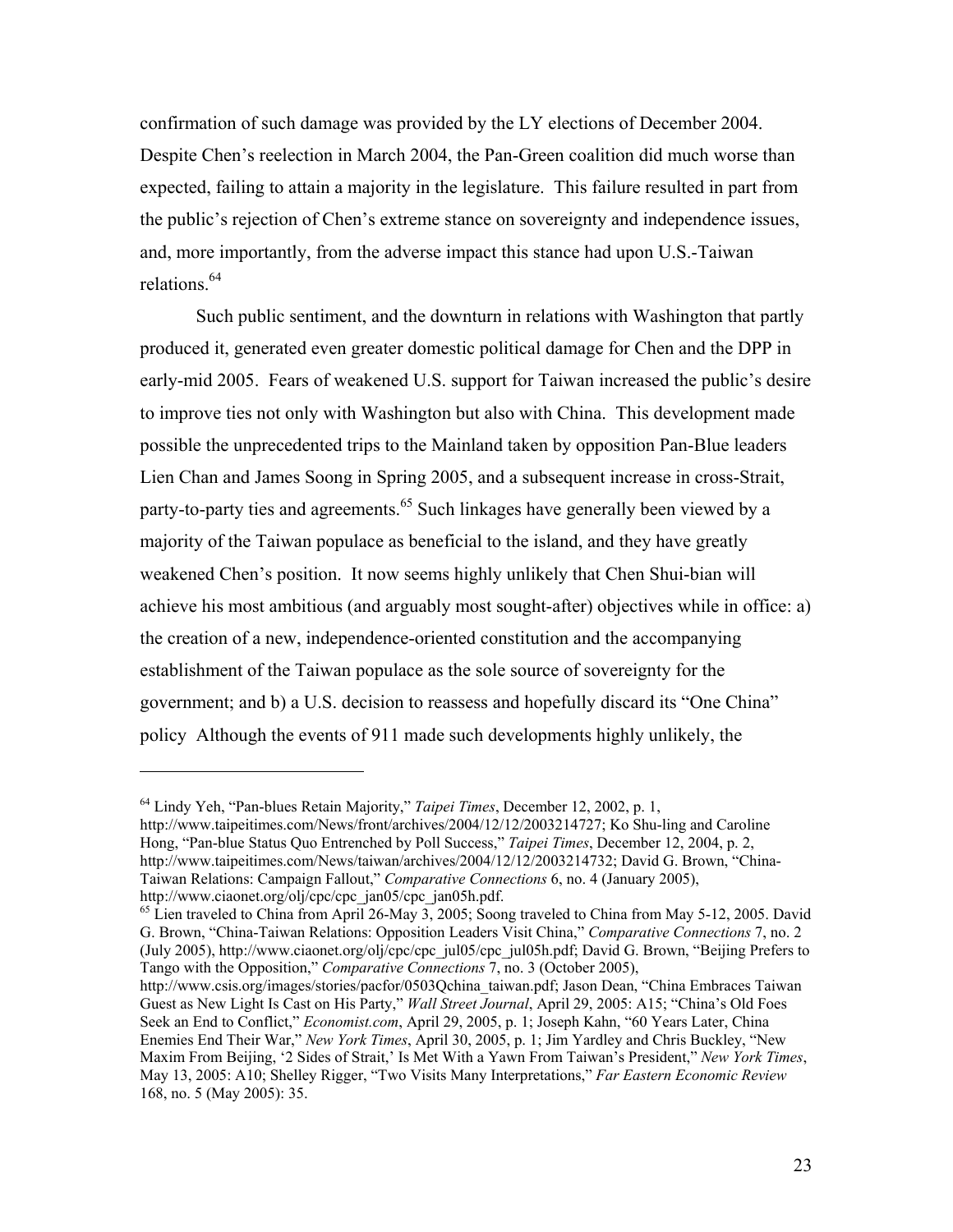confirmation of such damage was provided by the LY elections of December 2004. Despite Chen's reelection in March 2004, the Pan-Green coalition did much worse than expected, failing to attain a majority in the legislature. This failure resulted in part from the public's rejection of Chen's extreme stance on sovereignty and independence issues, and, more importantly, from the adverse impact this stance had upon U.S.-Taiwan relations.[64]

Such public sentiment, and the downturn in relations with Washington that partly produced it, generated even greater domestic political damage for Chen and the DPP in early-mid 2005. Fears of weakened U.S. support for Taiwan increased the public's desire to improve ties not only with Washington but also with China. This development made possible the unprecedented trips to the Mainland taken by opposition Pan-Blue leaders Lien Chan and James Soong in Spring 2005, and a subsequent increase in cross-Strait, party-to-party ties and agreements.[65] Such linkages have generally been viewed by a majority of the Taiwan populace as beneficial to the island, and they have greatly weakened Chen's position. It now seems highly unlikely that Chen Shui-bian will achieve his most ambitious (and arguably most sought-after) objectives while in office: a) the creation of a new, independence-oriented constitution and the accompanying establishment of the Taiwan populace as the sole source of sovereignty for the government; and b) a U.S. decision to reassess and hopefully discard its "One China" policy Although the events of 911 made such developments highly unlikely, the

---

[64] Lindy Yeh, "Pan-blues Retain Majority," *Taipei Times*, December 12, 2002, p. 1, http://www.taipeitimes.com/News/front/archives/2004/12/12/2003214727; Ko Shu-ling and Caroline Hong, "Pan-blue Status Quo Entrenched by Poll Success," *Taipei Times*, December 12, 2004, p. 2, http://www.taipeitimes.com/News/taiwan/archives/2004/12/12/2003214732; David G. Brown, "China-Taiwan Relations: Campaign Fallout," *Comparative Connections* 6, no. 4 (January 2005), http://www.ciaonet.org/olj/cpc/cpc_jan05/cpc_jan05h.pdf.

[65] Lien traveled to China from April 26-May 3, 2005; Soong traveled to China from May 5-12, 2005. David G. Brown, "China-Taiwan Relations: Opposition Leaders Visit China," *Comparative Connections* 7, no. 2 (July 2005), http://www.ciaonet.org/olj/cpc/cpc_jul05/cpc_jul05h.pdf; David G. Brown, "Beijing Prefers to Tango with the Opposition," *Comparative Connections* 7, no. 3 (October 2005), http://www.csis.org/images/stories/pacfor/0503Qchina_taiwan.pdf; Jason Dean, "China Embraces Taiwan Guest as New Light Is Cast on His Party," *Wall Street Journal*, April 29, 2005: A15; "China's Old Foes Seek an End to Conflict," *Economist.com*, April 29, 2005, p. 1; Joseph Kahn, "60 Years Later, China Enemies End Their War," *New York Times*, April 30, 2005, p. 1; Jim Yardley and Chris Buckley, "New Maxim From Beijing, '2 Sides of Strait,' Is Met With a Yawn From Taiwan's President," *New York Times*, May 13, 2005: A10; Shelley Rigger, "Two Visits Many Interpretations," *Far Eastern Economic Review* 168, no. 5 (May 2005): 35.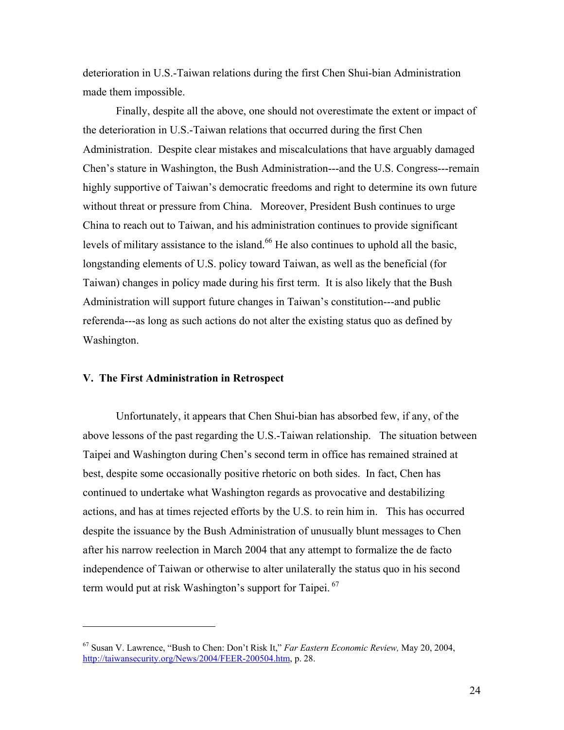deterioration in U.S.-Taiwan relations during the first Chen Shui-bian Administration made them impossible.

Finally, despite all the above, one should not overestimate the extent or impact of the deterioration in U.S.-Taiwan relations that occurred during the first Chen Administration. Despite clear mistakes and miscalculations that have arguably damaged Chen's stature in Washington, the Bush Administration---and the U.S. Congress---remain highly supportive of Taiwan's democratic freedoms and right to determine its own future without threat or pressure from China. Moreover, President Bush continues to urge China to reach out to Taiwan, and his administration continues to provide significant levels of military assistance to the island.[66] He also continues to uphold all the basic, longstanding elements of U.S. policy toward Taiwan, as well as the beneficial (for Taiwan) changes in policy made during his first term. It is also likely that the Bush Administration will support future changes in Taiwan's constitution---and public referenda---as long as such actions do not alter the existing status quo as defined by Washington.

## V. The First Administration in Retrospect

Unfortunately, it appears that Chen Shui-bian has absorbed few, if any, of the above lessons of the past regarding the U.S.-Taiwan relationship. The situation between Taipei and Washington during Chen's second term in office has remained strained at best, despite some occasionally positive rhetoric on both sides. In fact, Chen has continued to undertake what Washington regards as provocative and destabilizing actions, and has at times rejected efforts by the U.S. to rein him in. This has occurred despite the issuance by the Bush Administration of unusually blunt messages to Chen after his narrow reelection in March 2004 that any attempt to formalize the de facto independence of Taiwan or otherwise to alter unilaterally the status quo in his second term would put at risk Washington's support for Taipei.[67]

---

[67] Susan V. Lawrence, "Bush to Chen: Don't Risk It," *Far Eastern Economic Review,* May 20, 2004, http://taiwansecurity.org/News/2004/FEER-200504.htm, p. 28.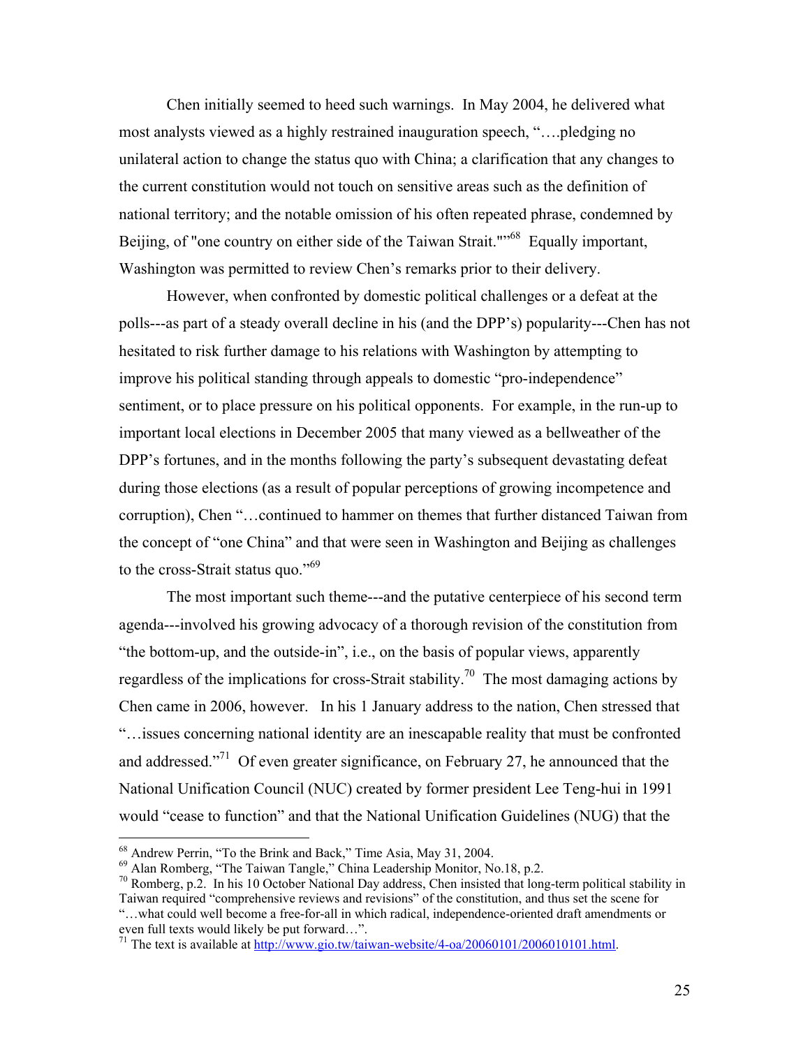Chen initially seemed to heed such warnings. In May 2004, he delivered what most analysts viewed as a highly restrained inauguration speech, "….pledging no unilateral action to change the status quo with China; a clarification that any changes to the current constitution would not touch on sensitive areas such as the definition of national territory; and the notable omission of his often repeated phrase, condemned by Beijing, of "one country on either side of the Taiwan Strait."[68] Equally important, Washington was permitted to review Chen's remarks prior to their delivery.

However, when confronted by domestic political challenges or a defeat at the polls---as part of a steady overall decline in his (and the DPP's) popularity---Chen has not hesitated to risk further damage to his relations with Washington by attempting to improve his political standing through appeals to domestic "pro-independence" sentiment, or to place pressure on his political opponents. For example, in the run-up to important local elections in December 2005 that many viewed as a bellweather of the DPP's fortunes, and in the months following the party's subsequent devastating defeat during those elections (as a result of popular perceptions of growing incompetence and corruption), Chen "…continued to hammer on themes that further distanced Taiwan from the concept of "one China" and that were seen in Washington and Beijing as challenges to the cross-Strait status quo."[69]

The most important such theme---and the putative centerpiece of his second term agenda---involved his growing advocacy of a thorough revision of the constitution from "the bottom-up, and the outside-in", i.e., on the basis of popular views, apparently regardless of the implications for cross-Strait stability.[70] The most damaging actions by Chen came in 2006, however. In his 1 January address to the nation, Chen stressed that "…issues concerning national identity are an inescapable reality that must be confronted and addressed."[71] Of even greater significance, on February 27, he announced that the National Unification Council (NUC) created by former president Lee Teng-hui in 1991 would "cease to function" and that the National Unification Guidelines (NUG) that the

---

[68] Andrew Perrin, "To the Brink and Back," Time Asia, May 31, 2004.

[69] Alan Romberg, "The Taiwan Tangle," China Leadership Monitor, No.18, p.2.

[70] Romberg, p.2. In his 10 October National Day address, Chen insisted that long-term political stability in Taiwan required "comprehensive reviews and revisions" of the constitution, and thus set the scene for "…what could well become a free-for-all in which radical, independence-oriented draft amendments or even full texts would likely be put forward…".

[71] The text is available at http://www.gio.tw/taiwan-website/4-oa/20060101/2006010101.html.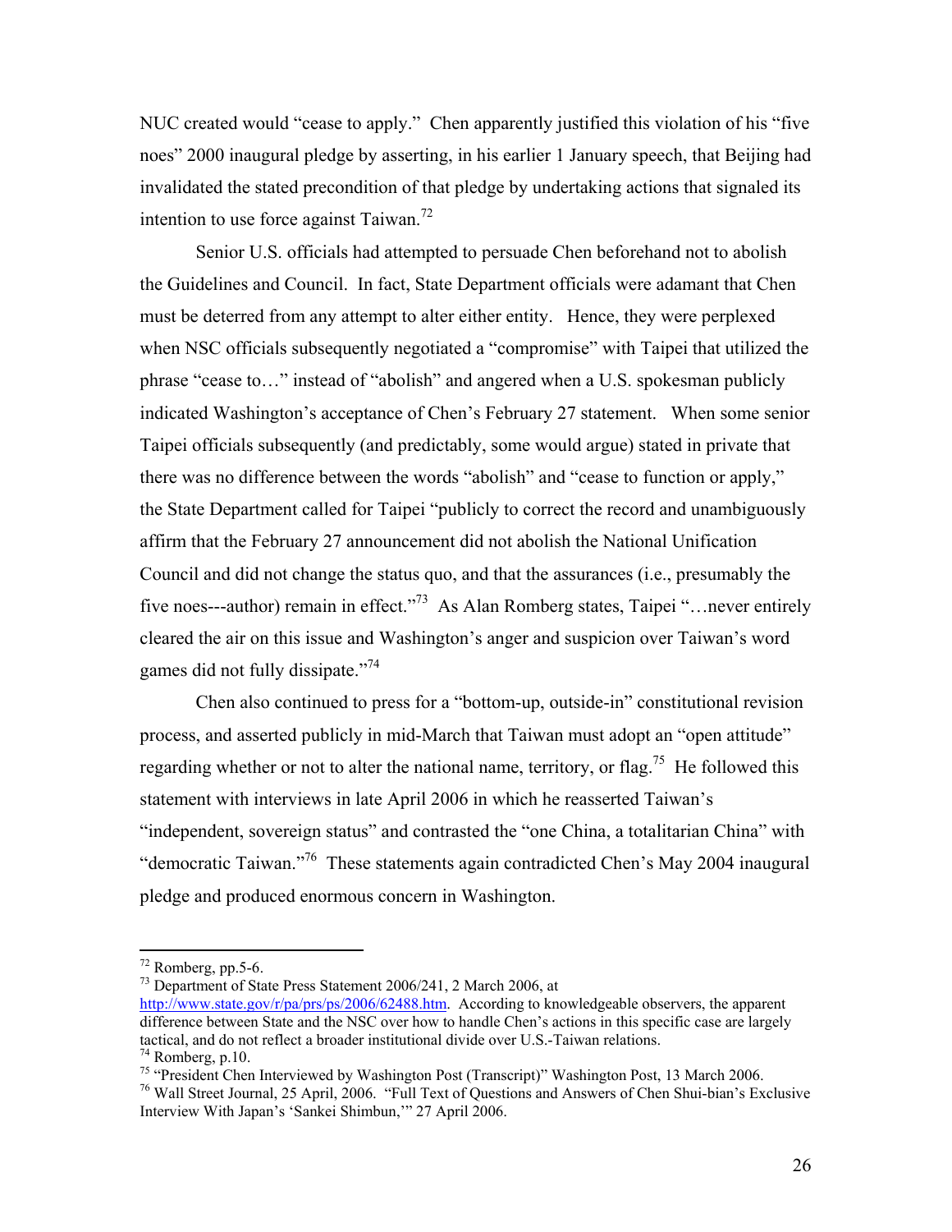NUC created would "cease to apply." Chen apparently justified this violation of his "five noes" 2000 inaugural pledge by asserting, in his earlier 1 January speech, that Beijing had invalidated the stated precondition of that pledge by undertaking actions that signaled its intention to use force against Taiwan.[72]

Senior U.S. officials had attempted to persuade Chen beforehand not to abolish the Guidelines and Council. In fact, State Department officials were adamant that Chen must be deterred from any attempt to alter either entity. Hence, they were perplexed when NSC officials subsequently negotiated a "compromise" with Taipei that utilized the phrase "cease to…" instead of "abolish" and angered when a U.S. spokesman publicly indicated Washington's acceptance of Chen's February 27 statement. When some senior Taipei officials subsequently (and predictably, some would argue) stated in private that there was no difference between the words "abolish" and "cease to function or apply," the State Department called for Taipei "publicly to correct the record and unambiguously affirm that the February 27 announcement did not abolish the National Unification Council and did not change the status quo, and that the assurances (i.e., presumably the five noes---author) remain in effect."[73] As Alan Romberg states, Taipei "…never entirely cleared the air on this issue and Washington's anger and suspicion over Taiwan's word games did not fully dissipate."[74]

Chen also continued to press for a "bottom-up, outside-in" constitutional revision process, and asserted publicly in mid-March that Taiwan must adopt an "open attitude" regarding whether or not to alter the national name, territory, or flag.[75] He followed this statement with interviews in late April 2006 in which he reasserted Taiwan's "independent, sovereign status" and contrasted the "one China, a totalitarian China" with "democratic Taiwan."[76] These statements again contradicted Chen's May 2004 inaugural pledge and produced enormous concern in Washington.

---

[72] Romberg, pp.5-6.

[73] Department of State Press Statement 2006/241, 2 March 2006, at http://www.state.gov/r/pa/prs/ps/2006/62488.htm. According to knowledgeable observers, the apparent difference between State and the NSC over how to handle Chen's actions in this specific case are largely tactical, and do not reflect a broader institutional divide over U.S.-Taiwan relations.

[74] Romberg, p.10.

[75] "President Chen Interviewed by Washington Post (Transcript)" Washington Post, 13 March 2006.

[76] Wall Street Journal, 25 April, 2006. "Full Text of Questions and Answers of Chen Shui-bian's Exclusive Interview With Japan's 'Sankei Shimbun,'" 27 April 2006.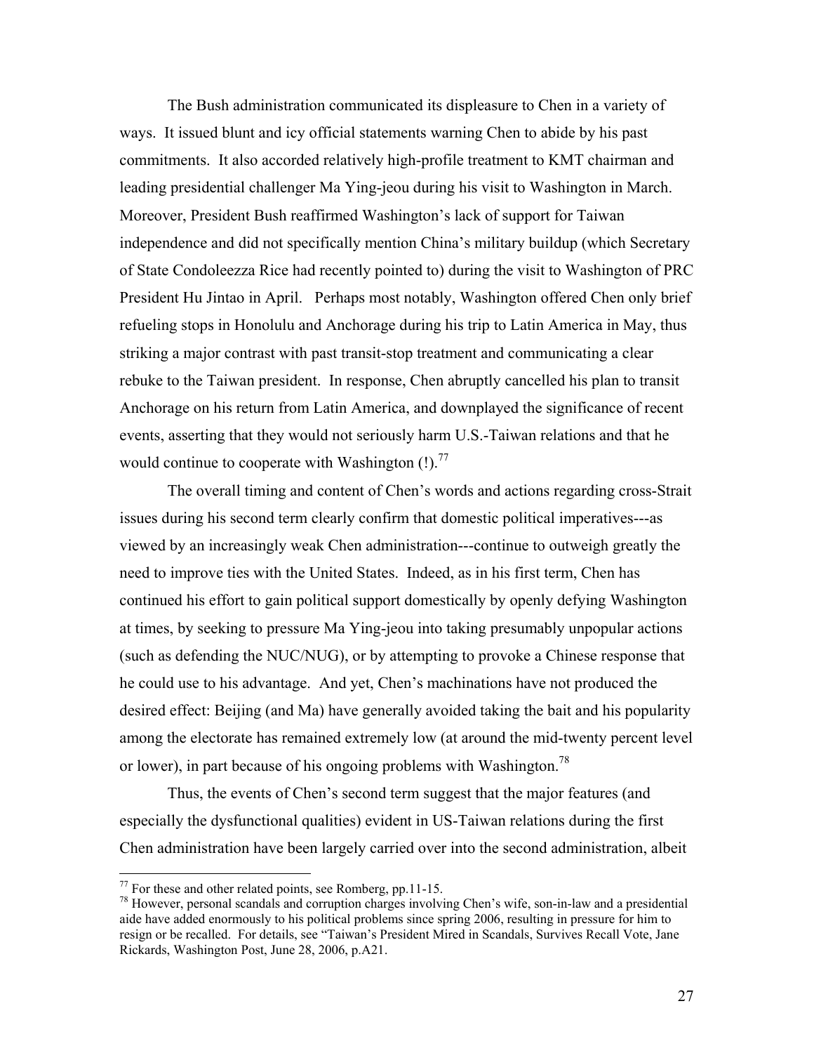The Bush administration communicated its displeasure to Chen in a variety of ways. It issued blunt and icy official statements warning Chen to abide by his past commitments. It also accorded relatively high-profile treatment to KMT chairman and leading presidential challenger Ma Ying-jeou during his visit to Washington in March. Moreover, President Bush reaffirmed Washington's lack of support for Taiwan independence and did not specifically mention China's military buildup (which Secretary of State Condoleezza Rice had recently pointed to) during the visit to Washington of PRC President Hu Jintao in April. Perhaps most notably, Washington offered Chen only brief refueling stops in Honolulu and Anchorage during his trip to Latin America in May, thus striking a major contrast with past transit-stop treatment and communicating a clear rebuke to the Taiwan president. In response, Chen abruptly cancelled his plan to transit Anchorage on his return from Latin America, and downplayed the significance of recent events, asserting that they would not seriously harm U.S.-Taiwan relations and that he would continue to cooperate with Washington (!).[77]

The overall timing and content of Chen's words and actions regarding cross-Strait issues during his second term clearly confirm that domestic political imperatives---as viewed by an increasingly weak Chen administration---continue to outweigh greatly the need to improve ties with the United States. Indeed, as in his first term, Chen has continued his effort to gain political support domestically by openly defying Washington at times, by seeking to pressure Ma Ying-jeou into taking presumably unpopular actions (such as defending the NUC/NUG), or by attempting to provoke a Chinese response that he could use to his advantage. And yet, Chen's machinations have not produced the desired effect: Beijing (and Ma) have generally avoided taking the bait and his popularity among the electorate has remained extremely low (at around the mid-twenty percent level or lower), in part because of his ongoing problems with Washington.[78]

Thus, the events of Chen's second term suggest that the major features (and especially the dysfunctional qualities) evident in US-Taiwan relations during the first Chen administration have been largely carried over into the second administration, albeit

---

[77] For these and other related points, see Romberg, pp.11-15.

[78] However, personal scandals and corruption charges involving Chen's wife, son-in-law and a presidential aide have added enormously to his political problems since spring 2006, resulting in pressure for him to resign or be recalled. For details, see "Taiwan's President Mired in Scandals, Survives Recall Vote, Jane Rickards, Washington Post, June 28, 2006, p.A21.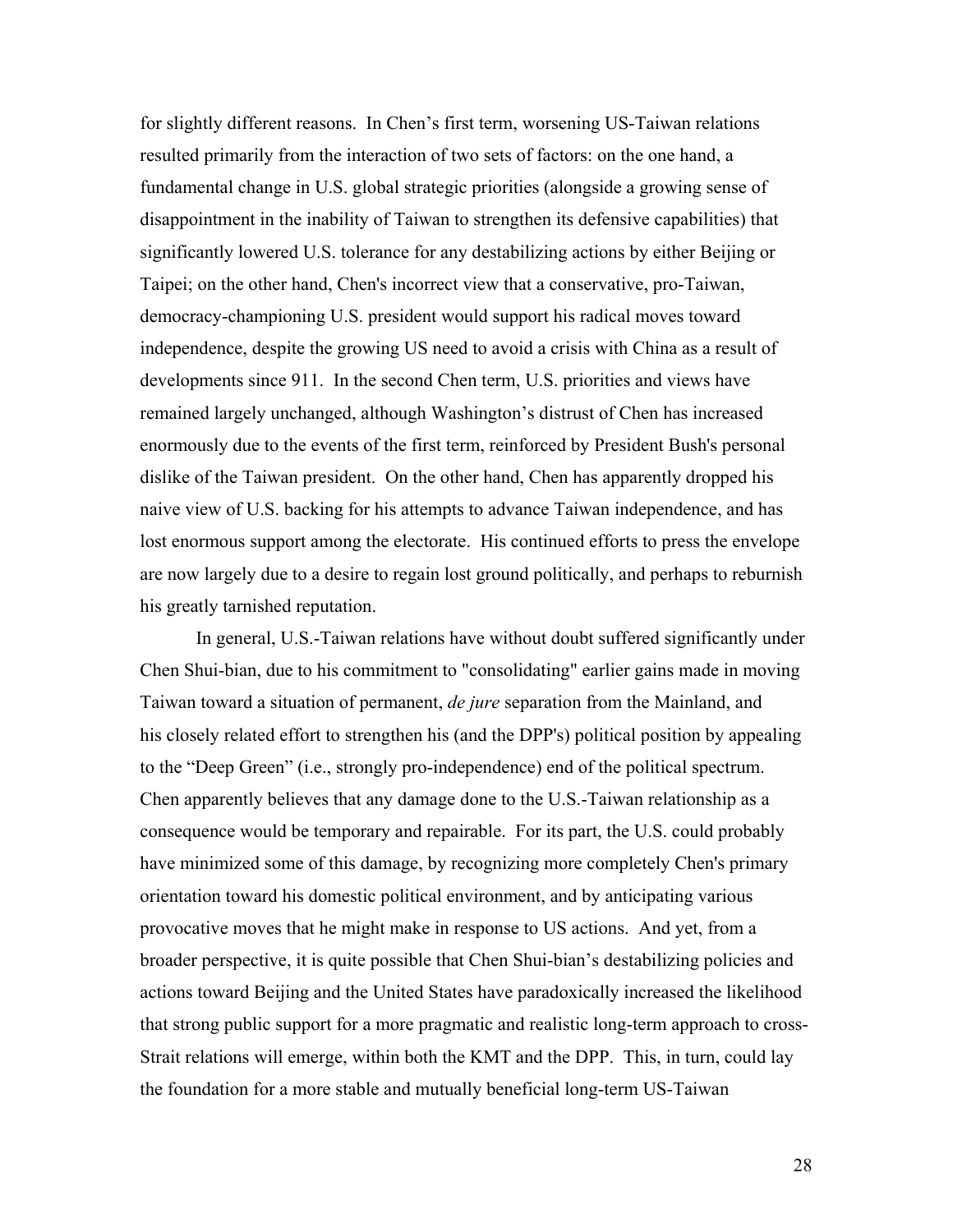for slightly different reasons. In Chen's first term, worsening US-Taiwan relations resulted primarily from the interaction of two sets of factors: on the one hand, a fundamental change in U.S. global strategic priorities (alongside a growing sense of disappointment in the inability of Taiwan to strengthen its defensive capabilities) that significantly lowered U.S. tolerance for any destabilizing actions by either Beijing or Taipei; on the other hand, Chen's incorrect view that a conservative, pro-Taiwan, democracy-championing U.S. president would support his radical moves toward independence, despite the growing US need to avoid a crisis with China as a result of developments since 911. In the second Chen term, U.S. priorities and views have remained largely unchanged, although Washington's distrust of Chen has increased enormously due to the events of the first term, reinforced by President Bush's personal dislike of the Taiwan president. On the other hand, Chen has apparently dropped his naive view of U.S. backing for his attempts to advance Taiwan independence, and has lost enormous support among the electorate. His continued efforts to press the envelope are now largely due to a desire to regain lost ground politically, and perhaps to reburnish his greatly tarnished reputation.

In general, U.S.-Taiwan relations have without doubt suffered significantly under Chen Shui-bian, due to his commitment to "consolidating" earlier gains made in moving Taiwan toward a situation of permanent, *de jure* separation from the Mainland, and his closely related effort to strengthen his (and the DPP's) political position by appealing to the "Deep Green" (i.e., strongly pro-independence) end of the political spectrum. Chen apparently believes that any damage done to the U.S.-Taiwan relationship as a consequence would be temporary and repairable. For its part, the U.S. could probably have minimized some of this damage, by recognizing more completely Chen's primary orientation toward his domestic political environment, and by anticipating various provocative moves that he might make in response to US actions. And yet, from a broader perspective, it is quite possible that Chen Shui-bian's destabilizing policies and actions toward Beijing and the United States have paradoxically increased the likelihood that strong public support for a more pragmatic and realistic long-term approach to cross-Strait relations will emerge, within both the KMT and the DPP. This, in turn, could lay the foundation for a more stable and mutually beneficial long-term US-Taiwan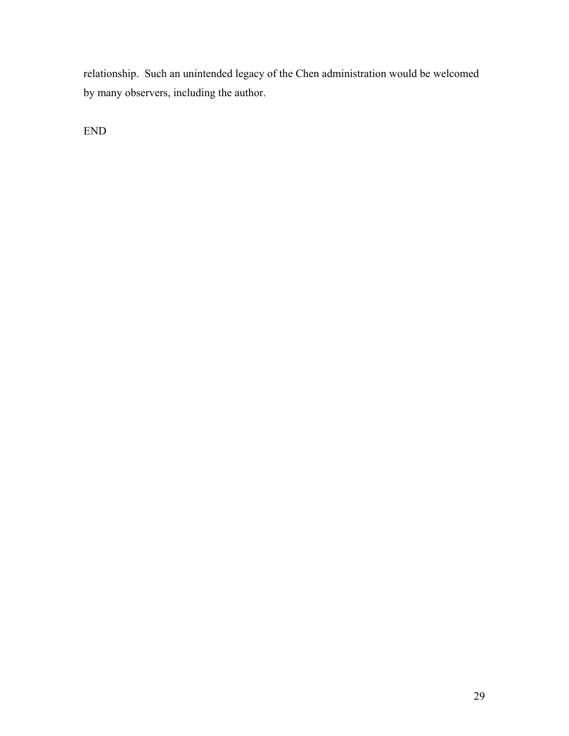relationship. Such an unintended legacy of the Chen administration would be welcomed by many observers, including the author.

END